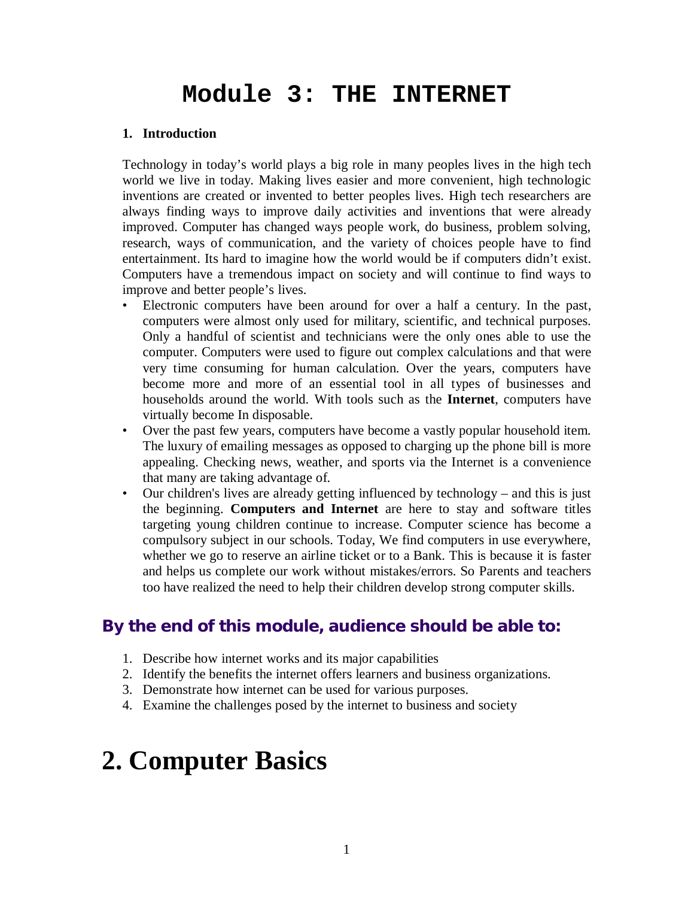# Module 3: THE INTERNET

## 1. Introduction

Technology in today's world plays a big role in many peoples lives in the high tech world we live in today. Making lives easier and more convenient, high technologic inventions are created or invented to better peoples lives. High tech researchers are always finding ways to improve daily activities and inventions that were already improved. Computer has changed ways people work, do business, problem solving, research, ways of communication, and the variety of choices people have to find entertainment. Its hard to imagine how the world would be if computers didn't exist. Computers have a tremendous impact on society and will continue to find ways to improve and better people's lives.

- Electronic computers have been around for over a half a century. In the past, computers were almost only used for military, scientific, and technical purposes. Only a handful of scientist and technicians were the only ones able to use the computer. Computers were used to figure out complex calculations and that were very time consuming for human calculation. Over the years, computers have become more and more of an essential tool in all types of businesses and households around the world. With tools such as the **Internet**, computers have virtually become In disposable.
- Over the past few years, computers have become a vastly popular household item. The luxury of emailing messages as opposed to charging up the phone bill is more appealing. Checking news, weather, and sports via the Internet is a convenience that many are taking advantage of.
- Our children's lives are already getting influenced by technology – and this is just the beginning. **Computers and Internet** are here to stay and software titles targeting young children continue to increase. Computer science has become a compulsory subject in our schools. Today, We find computers in use everywhere, whether we go to reserve an airline ticket or to a Bank. This is because it is faster and helps us complete our work without mistakes/errors. So Parents and teachers too have realized the need to help their children develop strong computer skills.

### By the end of this module, audience should be able to:

1. Describe how internet works and its major capabilities
2. Identify the benefits the internet offers learners and business organizations.
3. Demonstrate how internet can be used for various purposes.
4. Examine the challenges posed by the internet to business and society

# 2. Computer Basics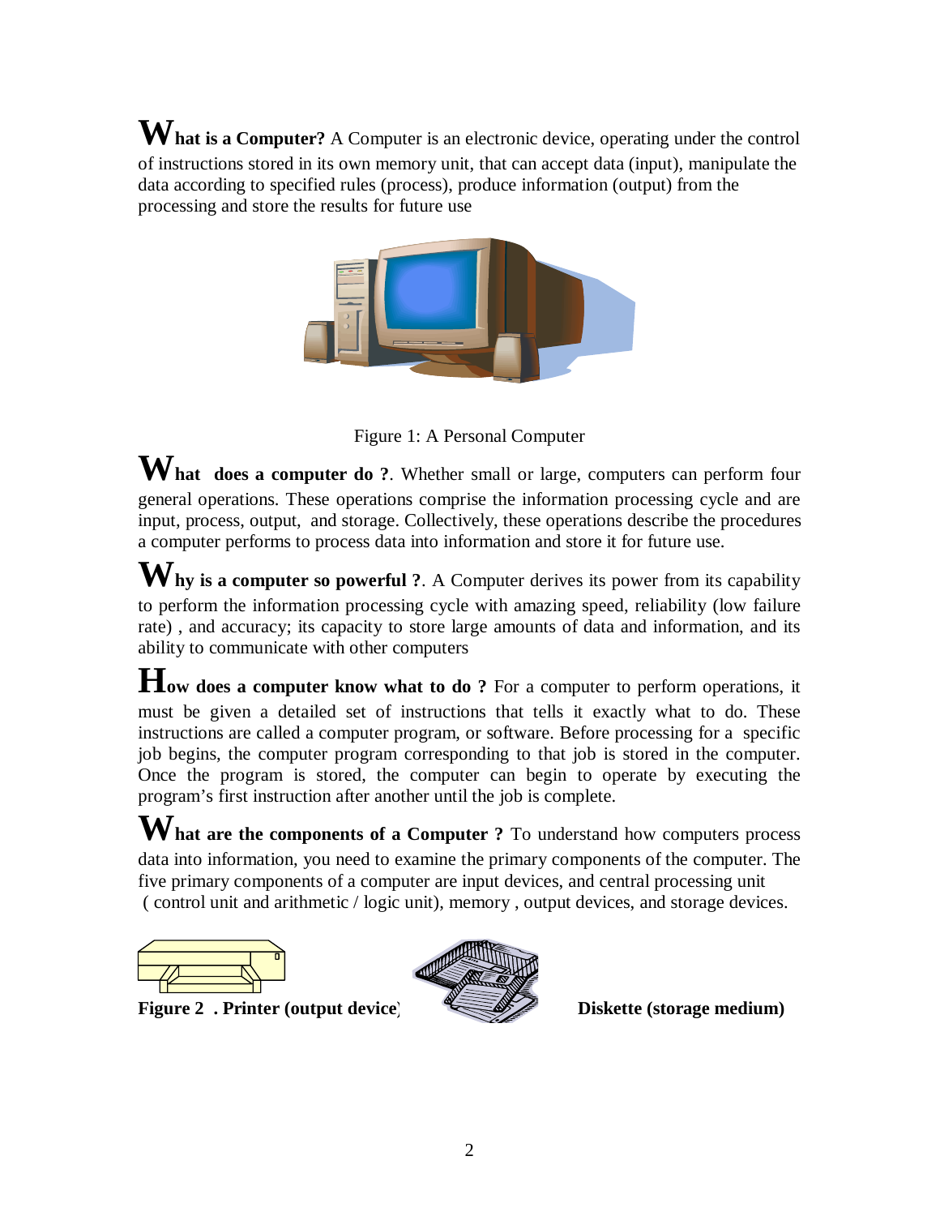**What is a Computer?** A Computer is an electronic device, operating under the control of instructions stored in its own memory unit, that can accept data (input), manipulate the data according to specified rules (process), produce information (output) from the processing and store the results for future use

Figure 1: A Personal Computer

**What does a computer do ?**. Whether small or large, computers can perform four general operations. These operations comprise the information processing cycle and are input, process, output, and storage. Collectively, these operations describe the procedures a computer performs to process data into information and store it for future use.

**Why is a computer so powerful ?**. A Computer derives its power from its capability to perform the information processing cycle with amazing speed, reliability (low failure rate) , and accuracy; its capacity to store large amounts of data and information, and its ability to communicate with other computers

**How does a computer know what to do ?** For a computer to perform operations, it must be given a detailed set of instructions that tells it exactly what to do. These instructions are called a computer program, or software. Before processing for a specific job begins, the computer program corresponding to that job is stored in the computer. Once the program is stored, the computer can begin to operate by executing the program's first instruction after another until the job is complete.

**What are the components of a Computer ?** To understand how computers process data into information, you need to examine the primary components of the computer. The five primary components of a computer are input devices, and central processing unit ( control unit and arithmetic / logic unit), memory , output devices, and storage devices.

**Figure 2 . Printer (output device)**

**Diskette (storage medium)**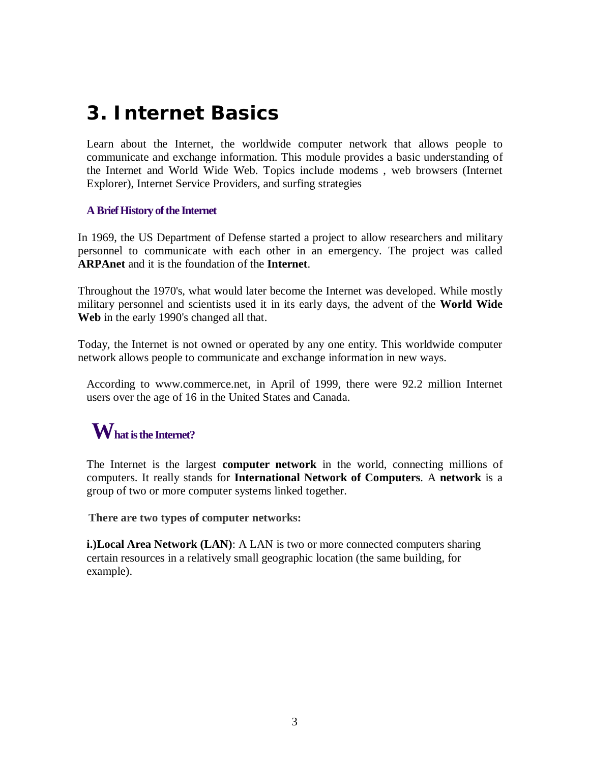# 3. Internet Basics

Learn about the Internet, the worldwide computer network that allows people to communicate and exchange information. This module provides a basic understanding of the Internet and World Wide Web. Topics include modems , web browsers (Internet Explorer), Internet Service Providers, and surfing strategies

### A Brief History of the Internet

In 1969, the US Department of Defense started a project to allow researchers and military personnel to communicate with each other in an emergency. The project was called **ARPAnet** and it is the foundation of the **Internet**.

Throughout the 1970's, what would later become the Internet was developed. While mostly military personnel and scientists used it in its early days, the advent of the **World Wide Web** in the early 1990's changed all that.

Today, the Internet is not owned or operated by any one entity. This worldwide computer network allows people to communicate and exchange information in new ways.

According to www.commerce.net, in April of 1999, there were 92.2 million Internet users over the age of 16 in the United States and Canada.

## What is the Internet?

The Internet is the largest **computer network** in the world, connecting millions of computers. It really stands for **International Network of Computers**. A **network** is a group of two or more computer systems linked together.

**There are two types of computer networks:**

**i.)Local Area Network (LAN)**: A LAN is two or more connected computers sharing certain resources in a relatively small geographic location (the same building, for example).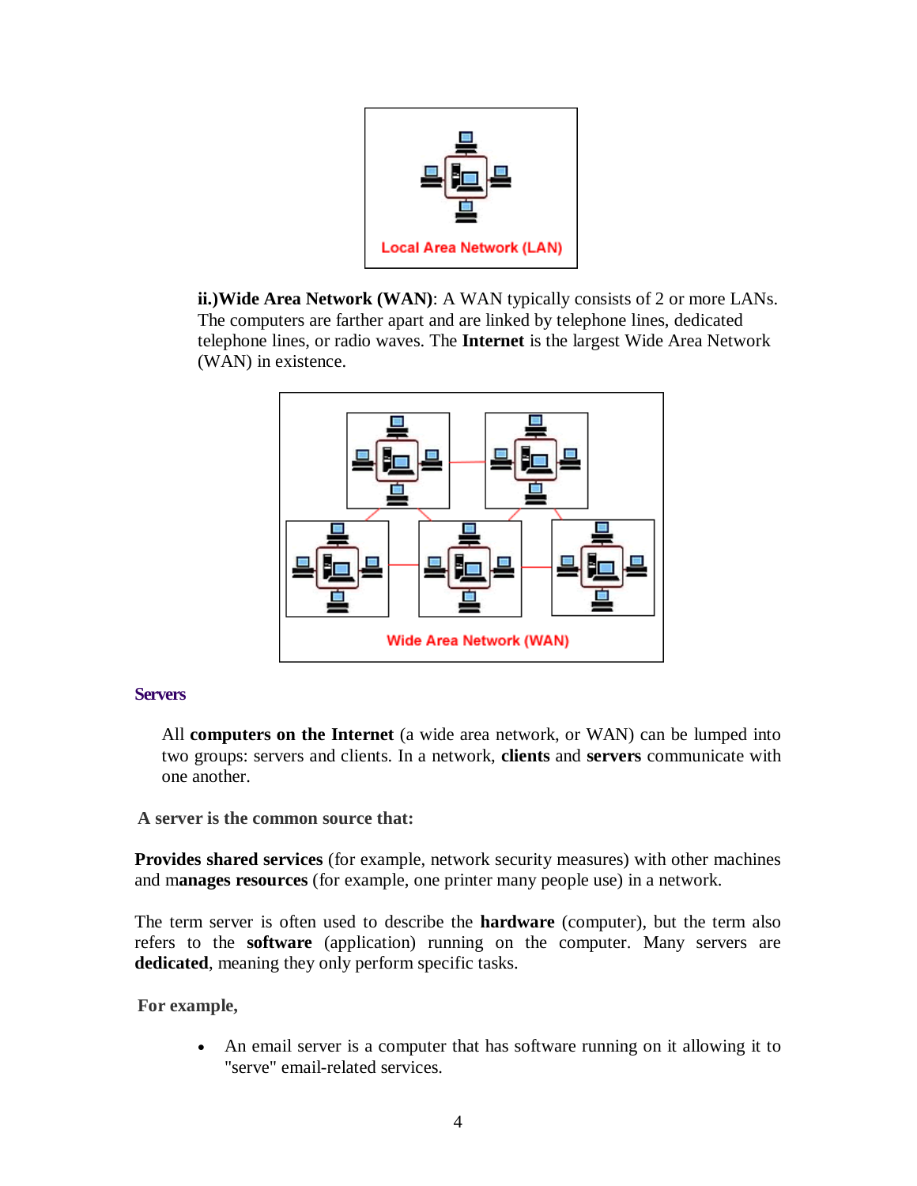Local Area Network (LAN)

**ii.)Wide Area Network (WAN)**: A WAN typically consists of 2 or more LANs. The computers are farther apart and are linked by telephone lines, dedicated telephone lines, or radio waves. The **Internet** is the largest Wide Area Network (WAN) in existence.

Wide Area Network (WAN)

### Servers

All **computers on the Internet** (a wide area network, or WAN) can be lumped into two groups: servers and clients. In a network, **clients** and **servers** communicate with one another.

**A server is the common source that:**

**Provides shared services** (for example, network security measures) with other machines and m**anages resources** (for example, one printer many people use) in a network.

The term server is often used to describe the **hardware** (computer), but the term also refers to the **software** (application) running on the computer. Many servers are **dedicated**, meaning they only perform specific tasks.

**For example,**

- An email server is a computer that has software running on it allowing it to "serve" email-related services.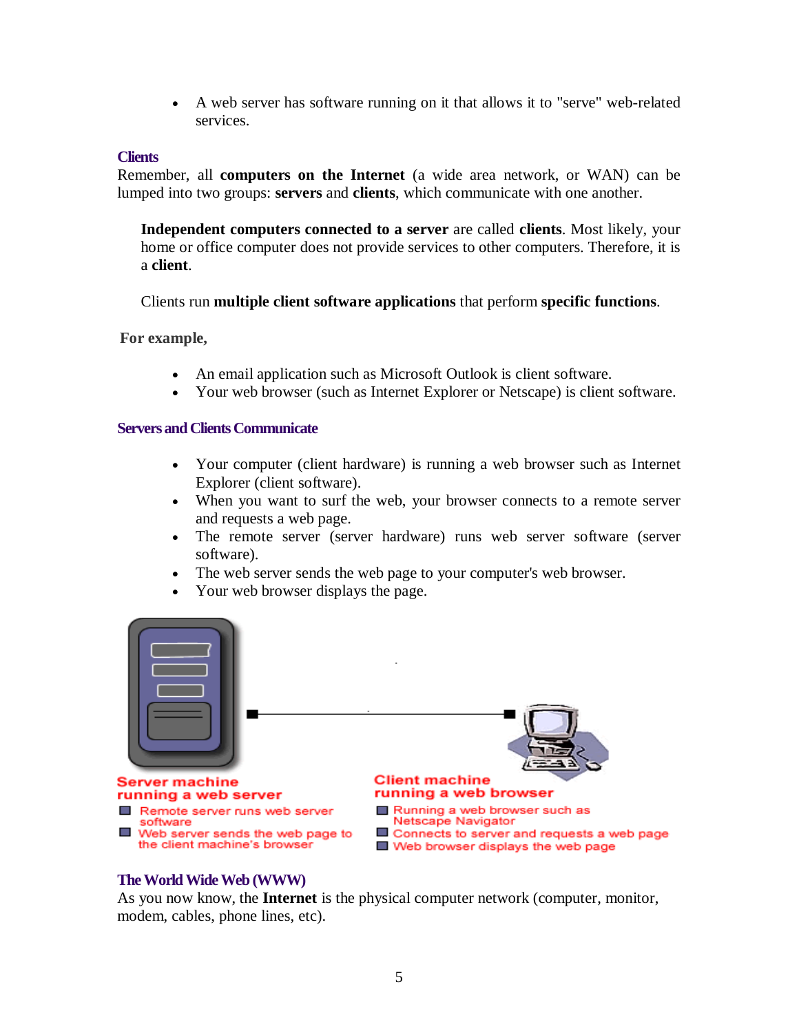- A web server has software running on it that allows it to "serve" web-related services.

### Clients

Remember, all **computers on the Internet** (a wide area network, or WAN) can be lumped into two groups: **servers** and **clients**, which communicate with one another.

> **Independent computers connected to a server** are called **clients**. Most likely, your home or office computer does not provide services to other computers. Therefore, it is a **client**.
>
> Clients run **multiple client software applications** that perform **specific functions**.

**For example,**

- An email application such as Microsoft Outlook is client software.
- Your web browser (such as Internet Explorer or Netscape) is client software.

### Servers and Clients Communicate

- Your computer (client hardware) is running a web browser such as Internet Explorer (client software).
- When you want to surf the web, your browser connects to a remote server and requests a web page.
- The remote server (server hardware) runs web server software (server software).
- The web server sends the web page to your computer's web browser.
- Your web browser displays the page.

**Server machine running a web server**

- Remote server runs web server software
- Web server sends the web page to the client machine's browser

**Client machine running a web browser**

- Running a web browser such as Netscape Navigator
- Connects to server and requests a web page
- Web browser displays the web page

### The World Wide Web (WWW)

As you now know, the **Internet** is the physical computer network (computer, monitor, modem, cables, phone lines, etc).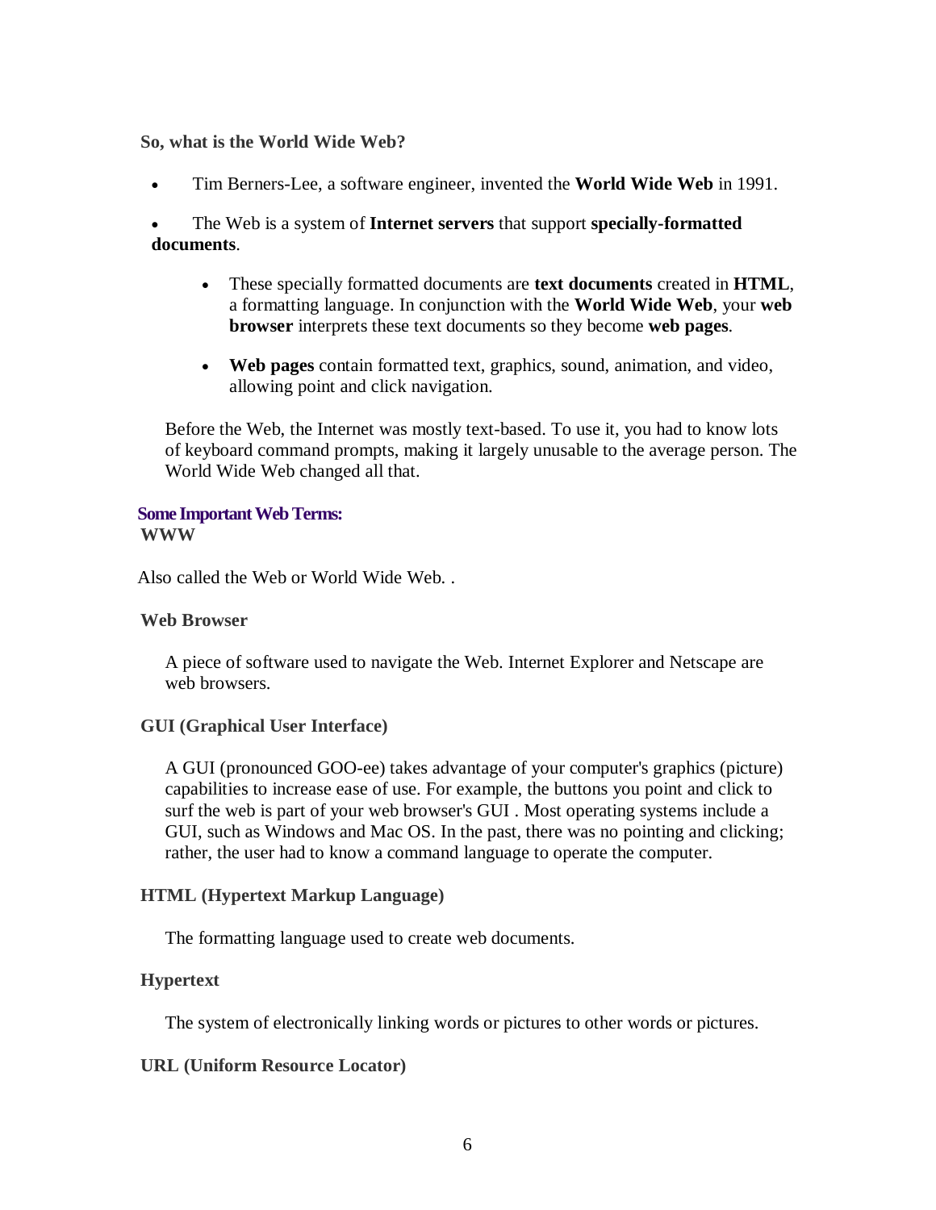**So, what is the World Wide Web?**

- Tim Berners-Lee, a software engineer, invented the **World Wide Web** in 1991.
- The Web is a system of **Internet servers** that support **specially-formatted documents**.
  - These specially formatted documents are **text documents** created in **HTML**, a formatting language. In conjunction with the **World Wide Web**, your **web browser** interprets these text documents so they become **web pages**.
  - **Web pages** contain formatted text, graphics, sound, animation, and video, allowing point and click navigation.

Before the Web, the Internet was mostly text-based. To use it, you had to know lots of keyboard command prompts, making it largely unusable to the average person. The World Wide Web changed all that.

## Some Important Web Terms:

**WWW**

Also called the Web or World Wide Web. .

**Web Browser**

A piece of software used to navigate the Web. Internet Explorer and Netscape are web browsers.

**GUI (Graphical User Interface)**

A GUI (pronounced GOO-ee) takes advantage of your computer's graphics (picture) capabilities to increase ease of use. For example, the buttons you point and click to surf the web is part of your web browser's GUI . Most operating systems include a GUI, such as Windows and Mac OS. In the past, there was no pointing and clicking; rather, the user had to know a command language to operate the computer.

**HTML (Hypertext Markup Language)**

The formatting language used to create web documents.

**Hypertext**

The system of electronically linking words or pictures to other words or pictures.

**URL (Uniform Resource Locator)**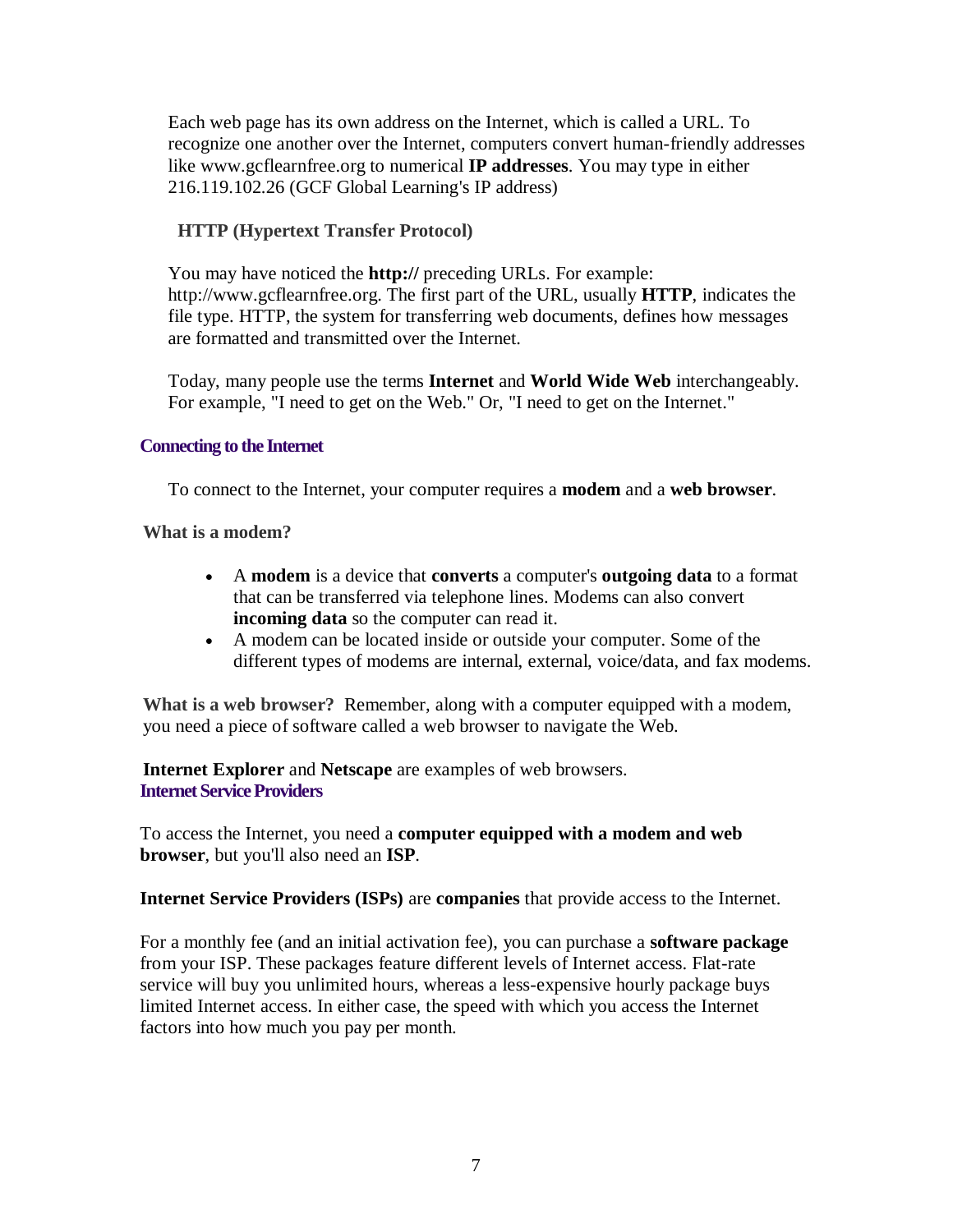Each web page has its own address on the Internet, which is called a URL. To recognize one another over the Internet, computers convert human-friendly addresses like www.gcflearnfree.org to numerical **IP addresses**. You may type in either 216.119.102.26 (GCF Global Learning's IP address)

### HTTP (Hypertext Transfer Protocol)

You may have noticed the **http://** preceding URLs. For example: http://www.gcflearnfree.org. The first part of the URL, usually **HTTP**, indicates the file type. HTTP, the system for transferring web documents, defines how messages are formatted and transmitted over the Internet.

Today, many people use the terms **Internet** and **World Wide Web** interchangeably. For example, "I need to get on the Web." Or, "I need to get on the Internet."

## Connecting to the Internet

To connect to the Internet, your computer requires a **modem** and a **web browser**.

### What is a modem?

- A **modem** is a device that **converts** a computer's **outgoing data** to a format that can be transferred via telephone lines. Modems can also convert **incoming data** so the computer can read it.
- A modem can be located inside or outside your computer. Some of the different types of modems are internal, external, voice/data, and fax modems.

**What is a web browser?** Remember, along with a computer equipped with a modem, you need a piece of software called a web browser to navigate the Web.

**Internet Explorer** and **Netscape** are examples of web browsers.

## Internet Service Providers

To access the Internet, you need a **computer equipped with a modem and web browser**, but you'll also need an **ISP**.

**Internet Service Providers (ISPs)** are **companies** that provide access to the Internet.

For a monthly fee (and an initial activation fee), you can purchase a **software package** from your ISP. These packages feature different levels of Internet access. Flat-rate service will buy you unlimited hours, whereas a less-expensive hourly package buys limited Internet access. In either case, the speed with which you access the Internet factors into how much you pay per month.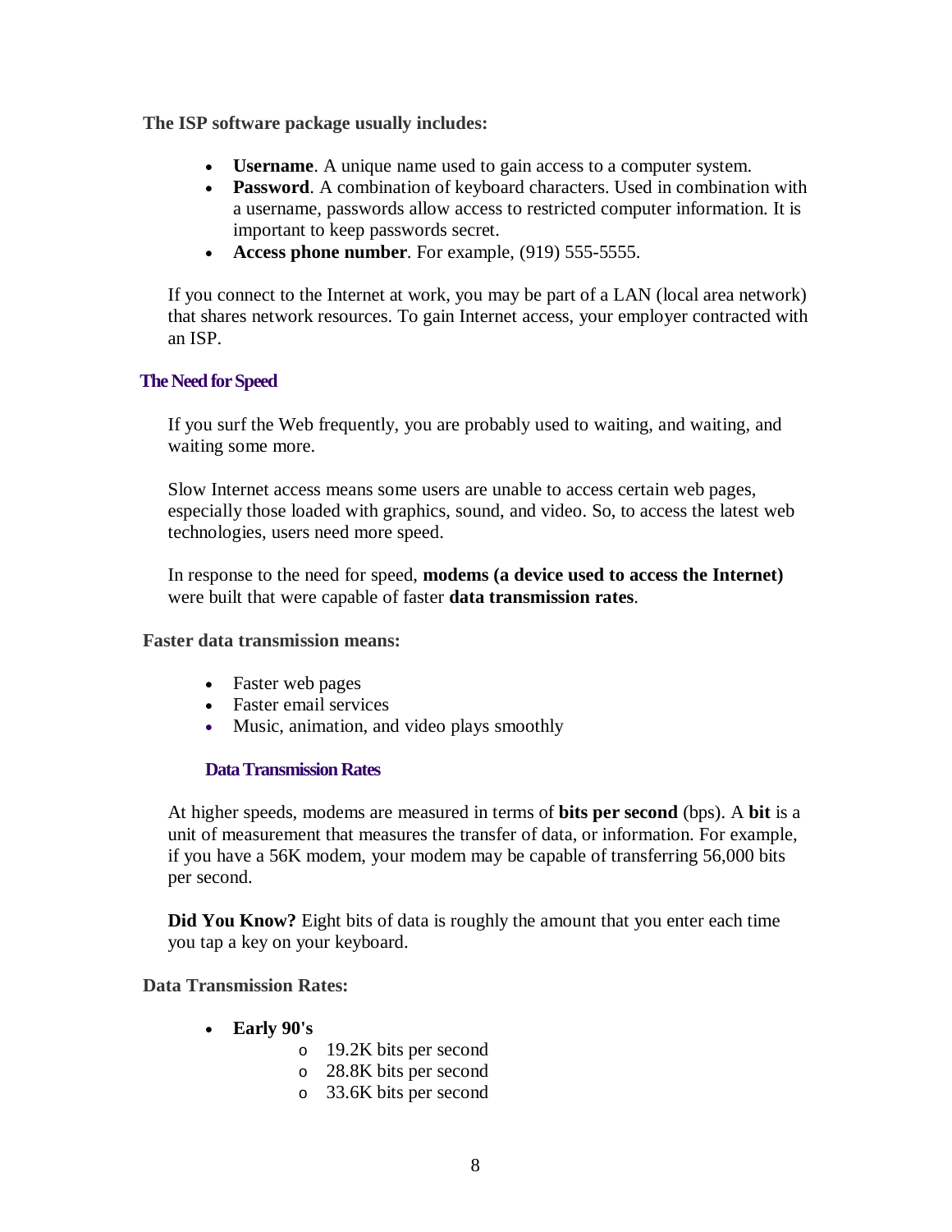**The ISP software package usually includes:**

- **Username**. A unique name used to gain access to a computer system.
- **Password**. A combination of keyboard characters. Used in combination with a username, passwords allow access to restricted computer information. It is important to keep passwords secret.
- **Access phone number**. For example, (919) 555-5555.

If you connect to the Internet at work, you may be part of a LAN (local area network) that shares network resources. To gain Internet access, your employer contracted with an ISP.

## The Need for Speed

If you surf the Web frequently, you are probably used to waiting, and waiting, and waiting some more.

Slow Internet access means some users are unable to access certain web pages, especially those loaded with graphics, sound, and video. So, to access the latest web technologies, users need more speed.

In response to the need for speed, **modems (a device used to access the Internet)** were built that were capable of faster **data transmission rates**.

**Faster data transmission means:**

- Faster web pages
- Faster email services
- Music, animation, and video plays smoothly

### Data Transmission Rates

At higher speeds, modems are measured in terms of **bits per second** (bps). A **bit** is a unit of measurement that measures the transfer of data, or information. For example, if you have a 56K modem, your modem may be capable of transferring 56,000 bits per second.

**Did You Know?** Eight bits of data is roughly the amount that you enter each time you tap a key on your keyboard.

**Data Transmission Rates:**

- **Early 90's**
  - 19.2K bits per second
  - 28.8K bits per second
  - 33.6K bits per second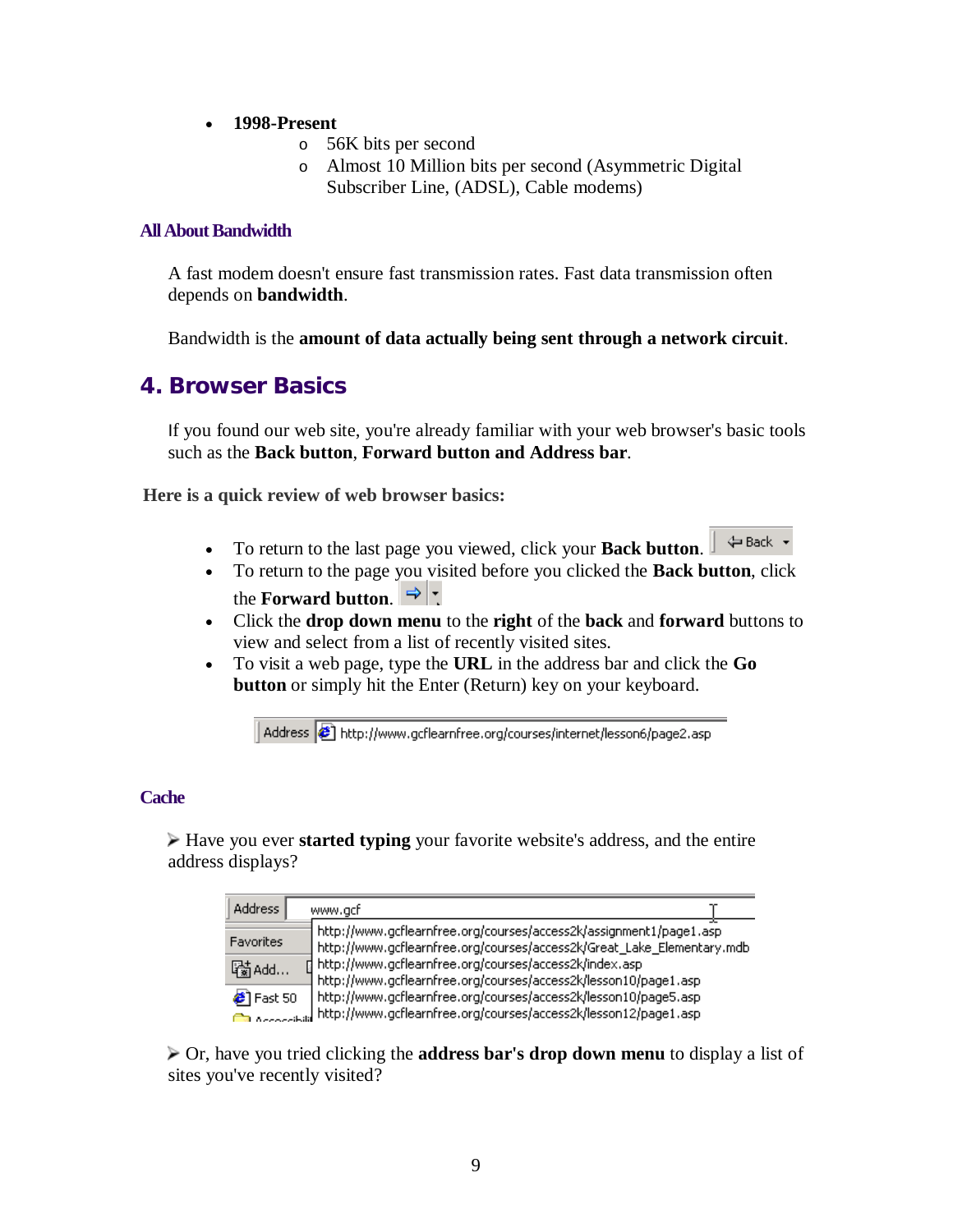- **1998-Present**
  - 56K bits per second
  - Almost 10 Million bits per second (Asymmetric Digital Subscriber Line, (ADSL), Cable modems)

### All About Bandwidth

A fast modem doesn't ensure fast transmission rates. Fast data transmission often depends on **bandwidth**.

Bandwidth is the **amount of data actually being sent through a network circuit**.

## 4. Browser Basics

If you found our web site, you're already familiar with your web browser's basic tools such as the **Back button**, **Forward button and Address bar**.

**Here is a quick review of web browser basics:**

- To return to the last page you viewed, click your **Back button**.
- To return to the page you visited before you clicked the **Back button**, click the **Forward button**.
- Click the **drop down menu** to the **right** of the **back** and **forward** buttons to view and select from a list of recently visited sites.
- To visit a web page, type the **URL** in the address bar and click the **Go button** or simply hit the Enter (Return) key on your keyboard.

### Cache

➢ Have you ever **started typing** your favorite website's address, and the entire address displays?

➢ Or, have you tried clicking the **address bar's drop down menu** to display a list of sites you've recently visited?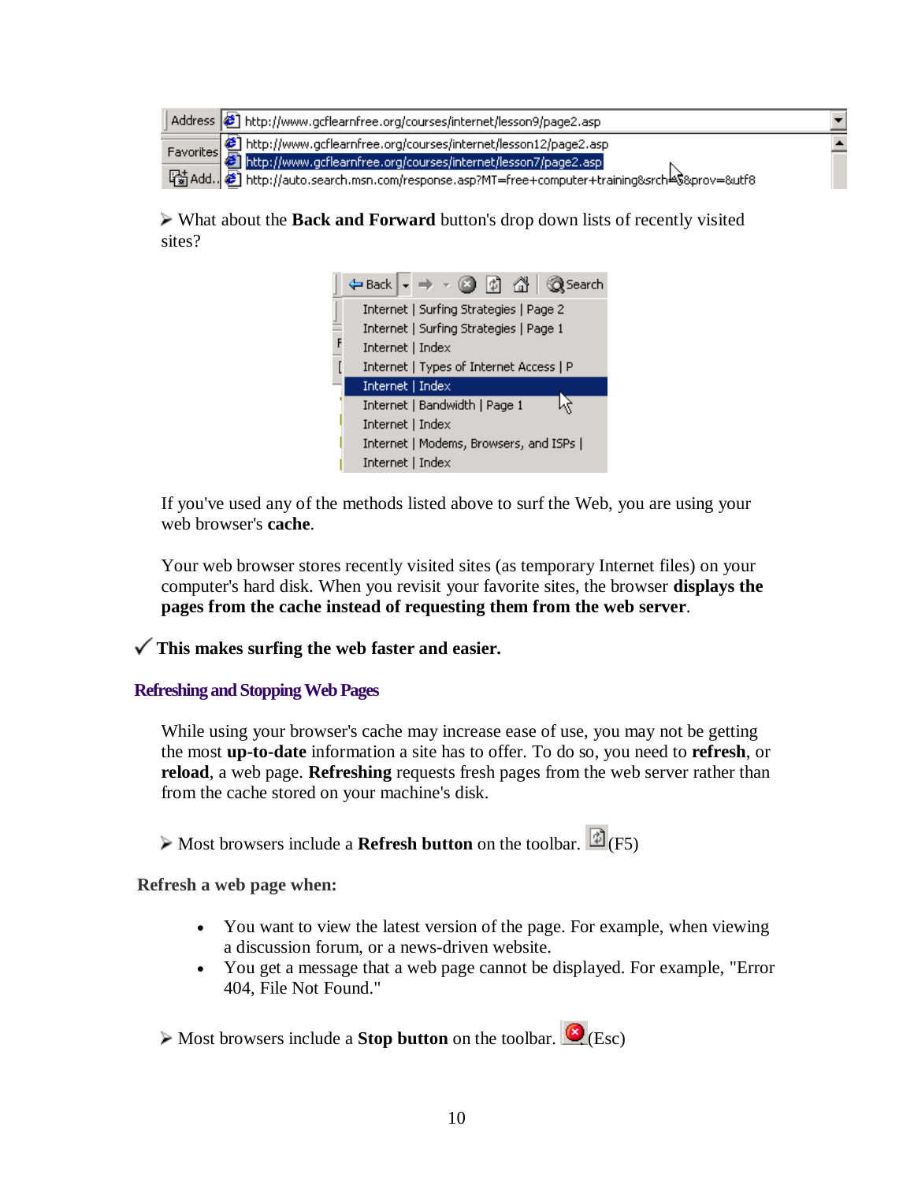➢ What about the **Back and Forward** button's drop down lists of recently visited sites?

If you've used any of the methods listed above to surf the Web, you are using your web browser's **cache**.

Your web browser stores recently visited sites (as temporary Internet files) on your computer's hard disk. When you revisit your favorite sites, the browser **displays the pages from the cache instead of requesting them from the web server**.

✓ **This makes surfing the web faster and easier.**

### Refreshing and Stopping Web Pages

While using your browser's cache may increase ease of use, you may not be getting the most **up-to-date** information a site has to offer. To do so, you need to **refresh**, or **reload**, a web page. **Refreshing** requests fresh pages from the web server rather than from the cache stored on your machine's disk.

➢ Most browsers include a **Refresh button** on the toolbar. (F5)

**Refresh a web page when:**

- You want to view the latest version of the page. For example, when viewing a discussion forum, or a news-driven website.
- You get a message that a web page cannot be displayed. For example, "Error 404, File Not Found."

➢ Most browsers include a **Stop button** on the toolbar. (Esc)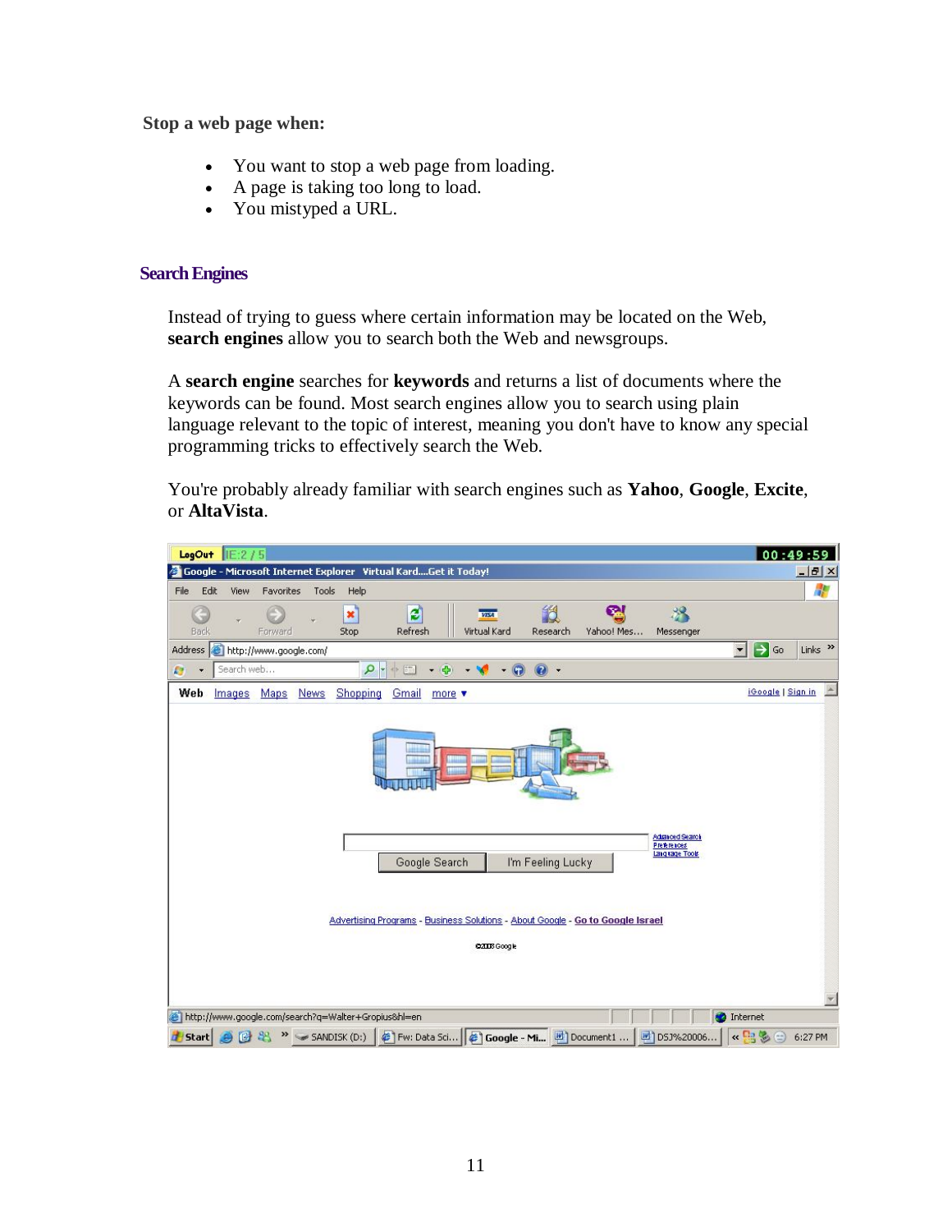**Stop a web page when:**

- You want to stop a web page from loading.
- A page is taking too long to load.
- You mistyped a URL.

## Search Engines

Instead of trying to guess where certain information may be located on the Web, **search engines** allow you to search both the Web and newsgroups.

A **search engine** searches for **keywords** and returns a list of documents where the keywords can be found. Most search engines allow you to search using plain language relevant to the topic of interest, meaning you don't have to know any special programming tricks to effectively search the Web.

You're probably already familiar with search engines such as **Yahoo**, **Google**, **Excite**, or **AltaVista**.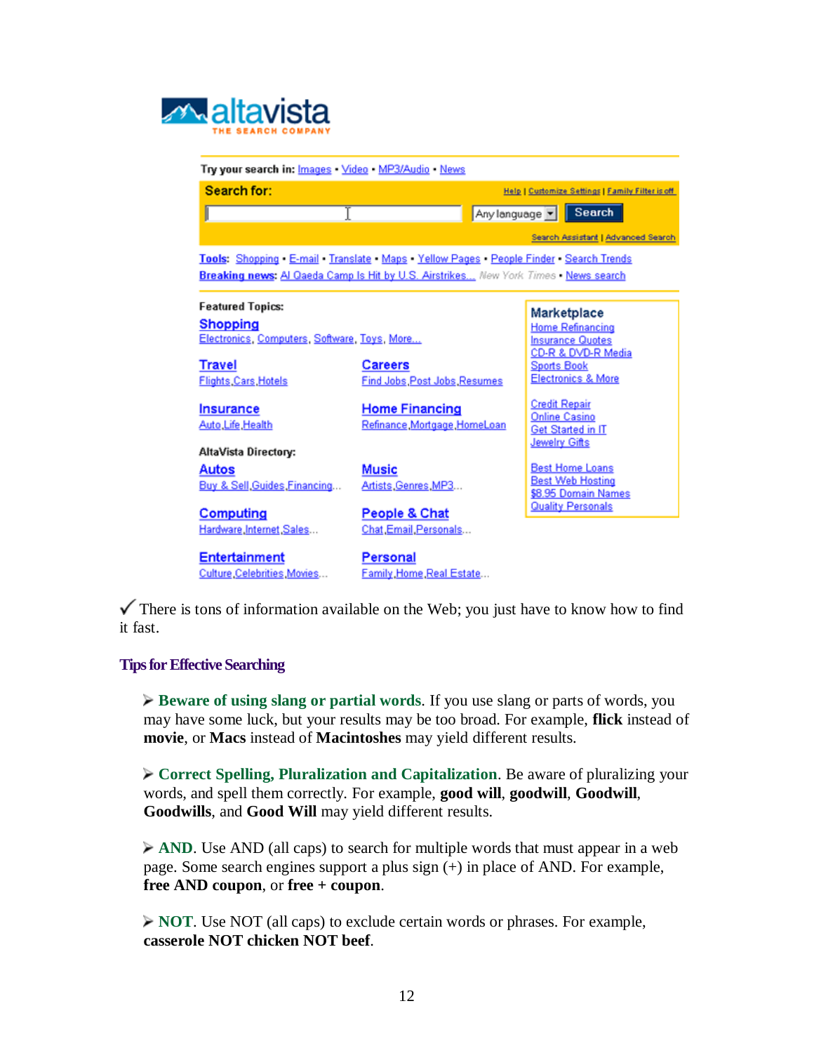altavista
THE SEARCH COMPANY

Try your search in: Images • Video • MP3/Audio • News

Search for: Help | Customize Settings | Family Filter is off

Any language | Search

Search Assistant | Advanced Search

Tools: Shopping • E-mail • Translate • Maps • Yellow Pages • People Finder • Search Trends

Breaking news: Al Qaeda Camp Is Hit by U.S. Airstrikes... New York Times • News search

Featured Topics:

Shopping
Electronics, Computers, Software, Toys, More...

Travel
Flights, Cars, Hotels

Careers
Find Jobs, Post Jobs, Resumes

Insurance
Auto, Life, Health

Home Financing
Refinance, Mortgage, HomeLoan

AltaVista Directory:

Autos
Buy & Sell, Guides, Financing...

Music
Artists, Genres, MP3...

Computing
Hardware, Internet, Sales...

People & Chat
Chat, Email, Personals...

Entertainment
Culture, Celebrities, Movies...

Personal
Family, Home, Real Estate...

Marketplace
Home Refinancing
Insurance Quotes
CD-R & DVD-R Media
Sports Book
Electronics & More

Credit Repair
Online Casino
Get Started in IT
Jewelry Gifts

Best Home Loans
Best Web Hosting
$8.95 Domain Names
Quality Personals

✓ There is tons of information available on the Web; you just have to know how to find it fast.

## Tips for Effective Searching

- **Beware of using slang or partial words**. If you use slang or parts of words, you may have some luck, but your results may be too broad. For example, **flick** instead of **movie**, or **Macs** instead of **Macintoshes** may yield different results.

- **Correct Spelling, Pluralization and Capitalization**. Be aware of pluralizing your words, and spell them correctly. For example, **good will**, **goodwill**, **Goodwill**, **Goodwills**, and **Good Will** may yield different results.

- **AND**. Use AND (all caps) to search for multiple words that must appear in a web page. Some search engines support a plus sign (+) in place of AND. For example, **free AND coupon**, or **free + coupon**.

- **NOT**. Use NOT (all caps) to exclude certain words or phrases. For example, **casserole NOT chicken NOT beef**.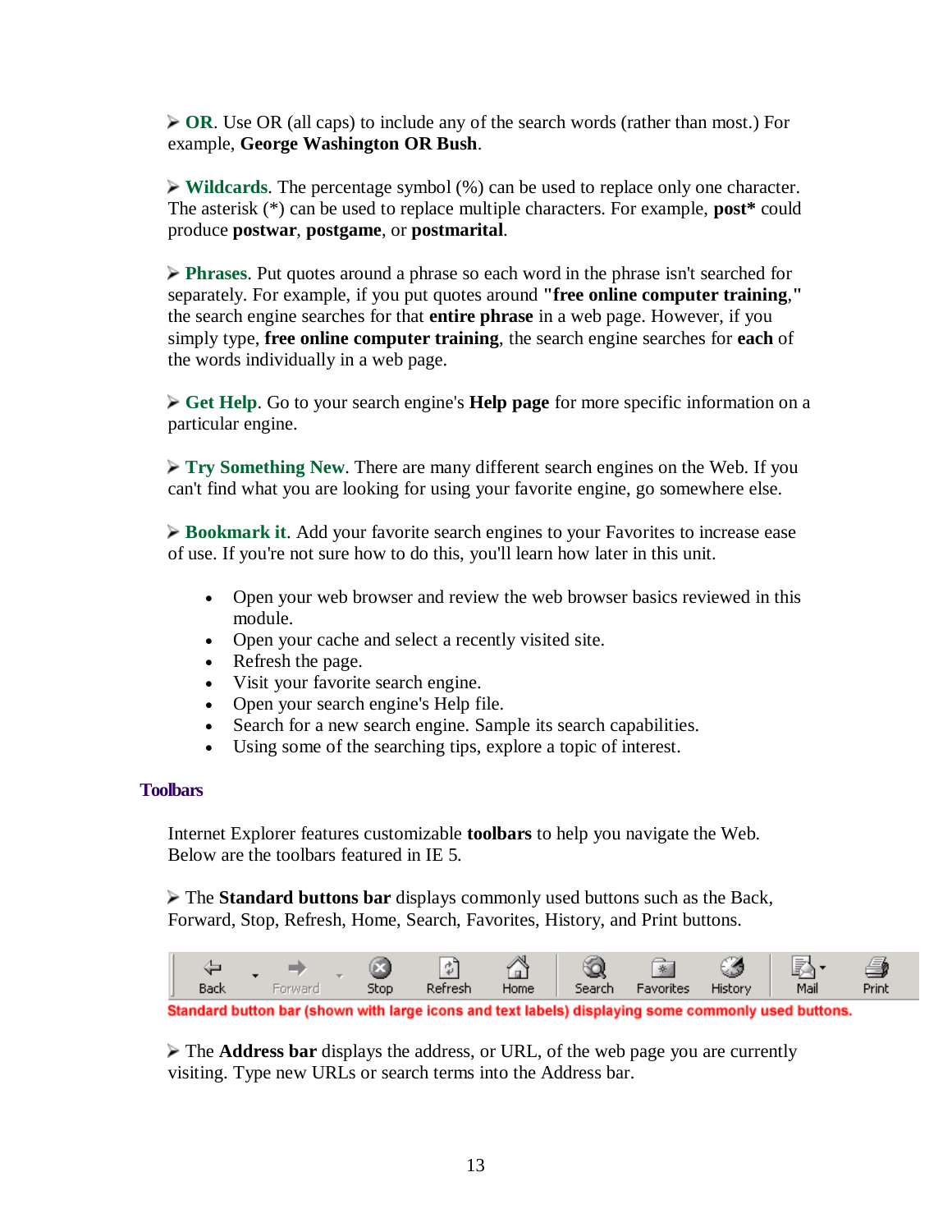➢ **OR**. Use OR (all caps) to include any of the search words (rather than most.) For example, **George Washington OR Bush**.

➢ **Wildcards**. The percentage symbol (%) can be used to replace only one character. The asterisk (*) can be used to replace multiple characters. For example, **post*** could produce **postwar**, **postgame**, or **postmarital**.

➢ **Phrases**. Put quotes around a phrase so each word in the phrase isn't searched for separately. For example, if you put quotes around **"free online computer training,"** the search engine searches for that **entire phrase** in a web page. However, if you simply type, **free online computer training**, the search engine searches for **each** of the words individually in a web page.

➢ **Get Help**. Go to your search engine's **Help page** for more specific information on a particular engine.

➢ **Try Something New**. There are many different search engines on the Web. If you can't find what you are looking for using your favorite engine, go somewhere else.

➢ **Bookmark it**. Add your favorite search engines to your Favorites to increase ease of use. If you're not sure how to do this, you'll learn how later in this unit.

- Open your web browser and review the web browser basics reviewed in this module.
- Open your cache and select a recently visited site.
- Refresh the page.
- Visit your favorite search engine.
- Open your search engine's Help file.
- Search for a new search engine. Sample its search capabilities.
- Using some of the searching tips, explore a topic of interest.

## Toolbars

Internet Explorer features customizable **toolbars** to help you navigate the Web. Below are the toolbars featured in IE 5.

➢ The **Standard buttons bar** displays commonly used buttons such as the Back, Forward, Stop, Refresh, Home, Search, Favorites, History, and Print buttons.

Back | Forward | Stop | Refresh | Home | Search | Favorites | History | Mail | Print

Standard button bar (shown with large icons and text labels) displaying some commonly used buttons.

➢ The **Address bar** displays the address, or URL, of the web page you are currently visiting. Type new URLs or search terms into the Address bar.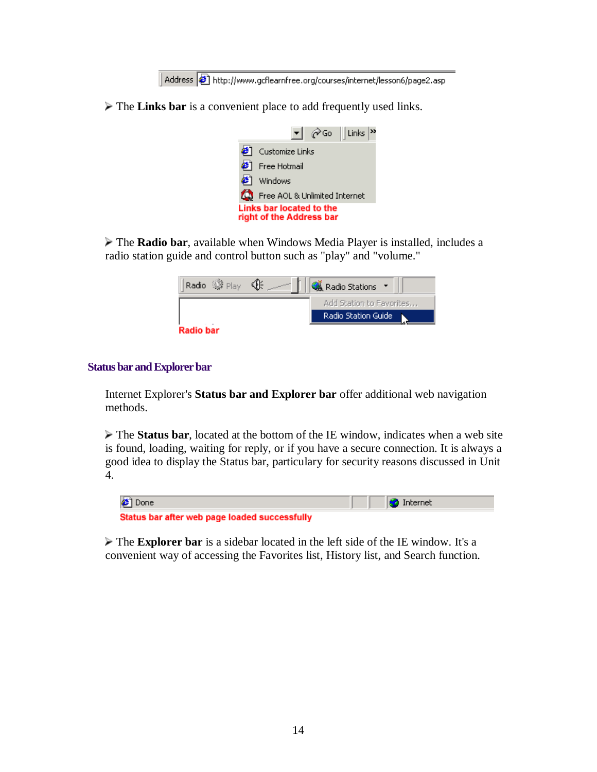- The **Links bar** is a convenient place to add frequently used links.

Links bar located to the right of the Address bar

- The **Radio bar**, available when Windows Media Player is installed, includes a radio station guide and control button such as "play" and "volume."

Radio bar

## Status bar and Explorer bar

Internet Explorer's **Status bar and Explorer bar** offer additional web navigation methods.

- The **Status bar**, located at the bottom of the IE window, indicates when a web site is found, loading, waiting for reply, or if you have a secure connection. It is always a good idea to display the Status bar, particulary for security reasons discussed in Unit 4.

Status bar after web page loaded successfully

- The **Explorer bar** is a sidebar located in the left side of the IE window. It's a convenient way of accessing the Favorites list, History list, and Search function.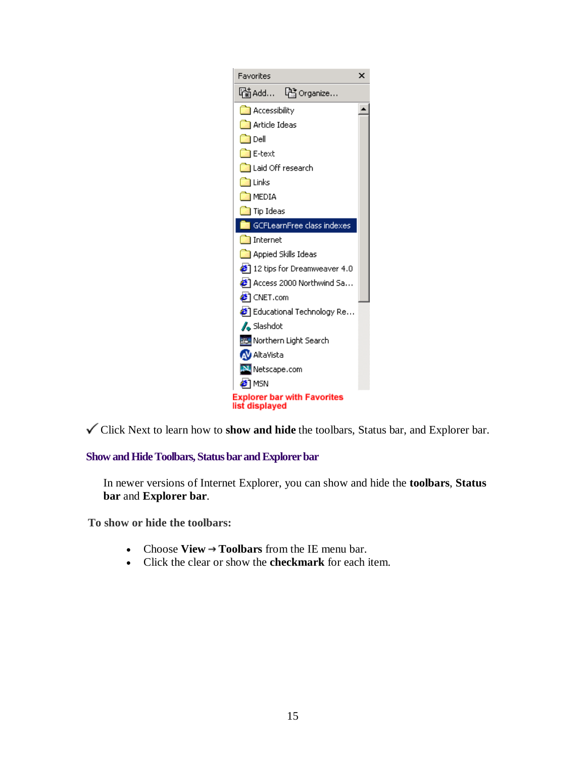Explorer bar with Favorites list displayed

✓ Click Next to learn how to **show and hide** the toolbars, Status bar, and Explorer bar.

## Show and Hide Toolbars, Status bar and Explorer bar

In newer versions of Internet Explorer, you can show and hide the **toolbars**, **Status bar** and **Explorer bar**.

**To show or hide the toolbars:**

- Choose **View** → **Toolbars** from the IE menu bar.
- Click the clear or show the **checkmark** for each item.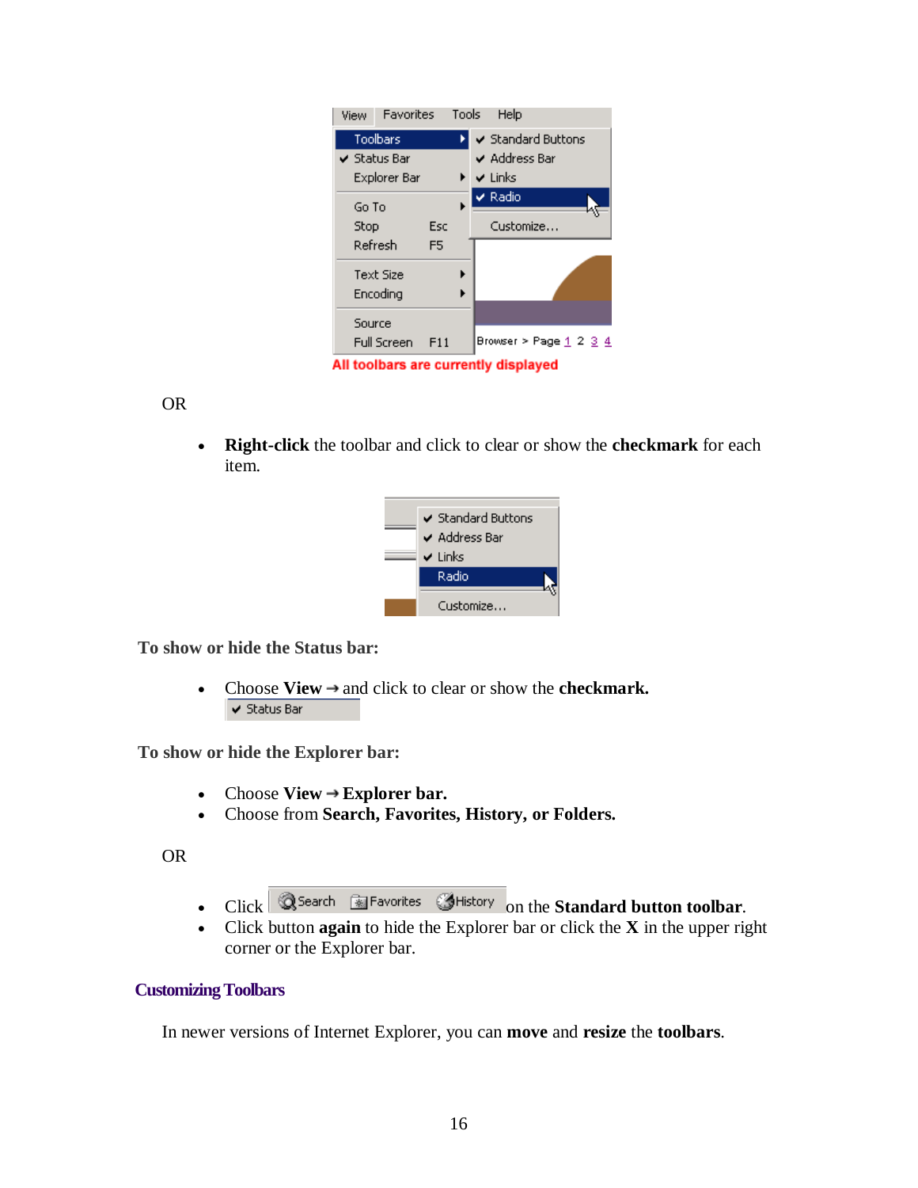All toolbars are currently displayed

OR

- **Right-click** the toolbar and click to clear or show the **checkmark** for each item.

**To show or hide the Status bar:**

- Choose **View** → and click to clear or show the **checkmark.**

**To show or hide the Explorer bar:**

- Choose **View** → **Explorer bar.**
- Choose from **Search, Favorites, History, or Folders.**

OR

- Click on the **Standard button toolbar**.
- Click button **again** to hide the Explorer bar or click the **X** in the upper right corner or the Explorer bar.

## Customizing Toolbars

In newer versions of Internet Explorer, you can **move** and **resize** the **toolbars**.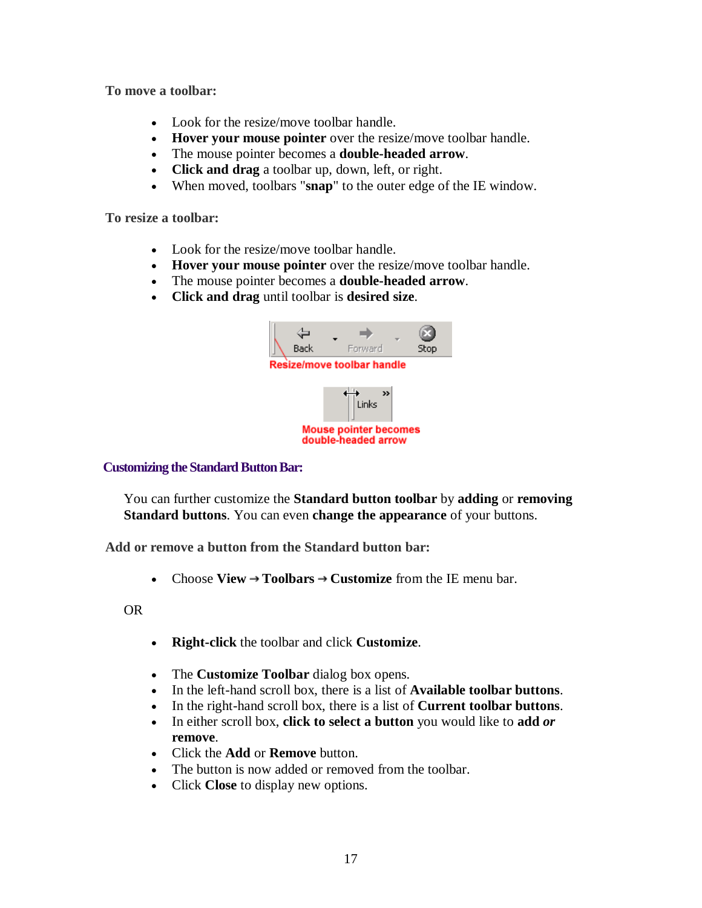**To move a toolbar:**

- Look for the resize/move toolbar handle.
- **Hover your mouse pointer** over the resize/move toolbar handle.
- The mouse pointer becomes a **double-headed arrow**.
- **Click and drag** a toolbar up, down, left, or right.
- When moved, toolbars "**snap**" to the outer edge of the IE window.

**To resize a toolbar:**

- Look for the resize/move toolbar handle.
- **Hover your mouse pointer** over the resize/move toolbar handle.
- The mouse pointer becomes a **double-headed arrow**.
- **Click and drag** until toolbar is **desired size**.

Resize/move toolbar handle

Mouse pointer becomes double-headed arrow

## Customizing the Standard Button Bar:

You can further customize the **Standard button toolbar** by **adding** or **removing Standard buttons**. You can even **change the appearance** of your buttons.

**Add or remove a button from the Standard button bar:**

- Choose **View → Toolbars → Customize** from the IE menu bar.

OR

- **Right-click** the toolbar and click **Customize**.

- The **Customize Toolbar** dialog box opens.
- In the left-hand scroll box, there is a list of **Available toolbar buttons**.
- In the right-hand scroll box, there is a list of **Current toolbar buttons**.
- In either scroll box, **click to select a button** you would like to **add *or* remove**.
- Click the **Add** or **Remove** button.
- The button is now added or removed from the toolbar.
- Click **Close** to display new options.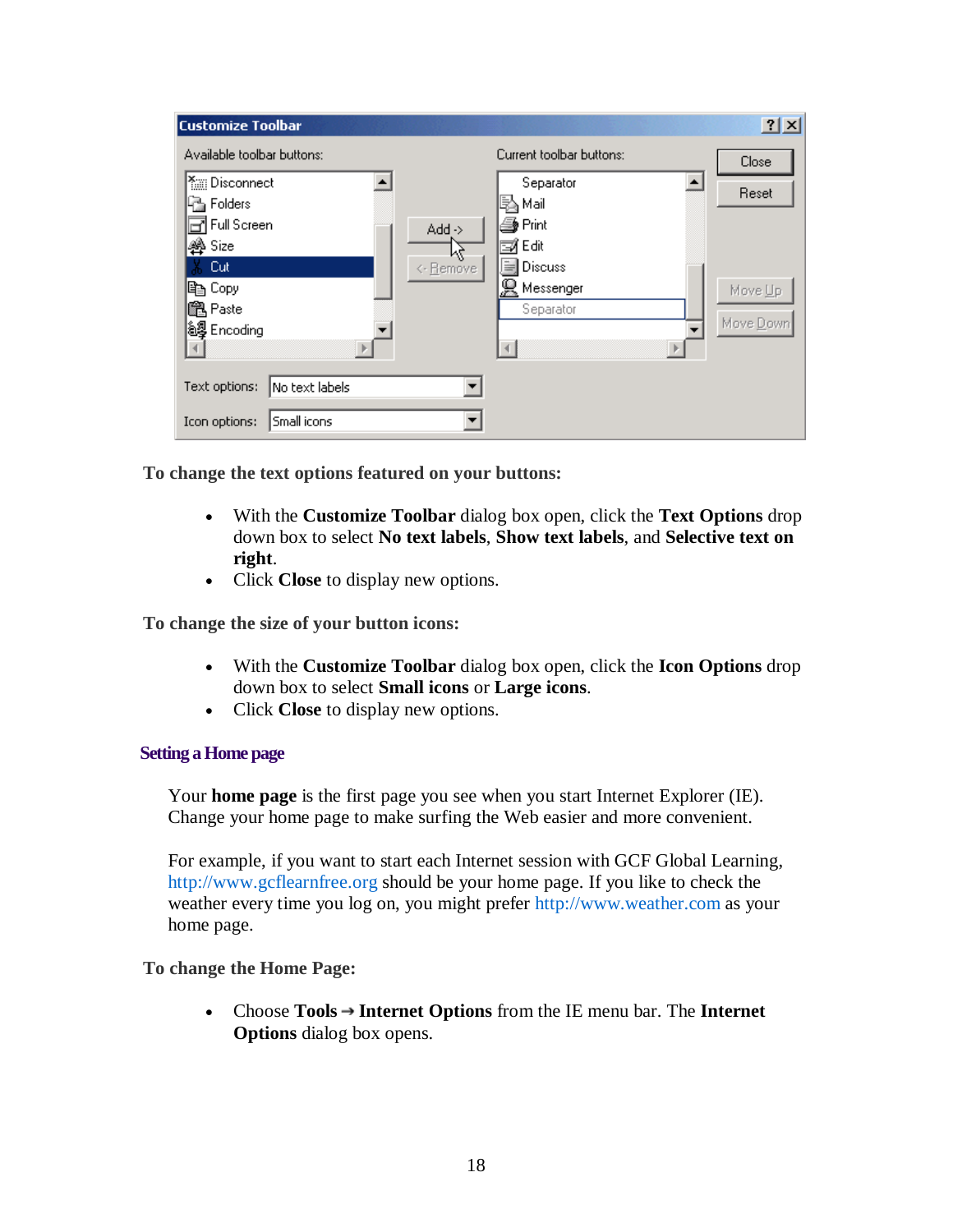**To change the text options featured on your buttons:**

- With the **Customize Toolbar** dialog box open, click the **Text Options** drop down box to select **No text labels**, **Show text labels**, and **Selective text on right**.
- Click **Close** to display new options.

**To change the size of your button icons:**

- With the **Customize Toolbar** dialog box open, click the **Icon Options** drop down box to select **Small icons** or **Large icons**.
- Click **Close** to display new options.

## Setting a Home page

Your **home page** is the first page you see when you start Internet Explorer (IE). Change your home page to make surfing the Web easier and more convenient.

For example, if you want to start each Internet session with GCF Global Learning, http://www.gcflearnfree.org should be your home page. If you like to check the weather every time you log on, you might prefer http://www.weather.com as your home page.

**To change the Home Page:**

- Choose **Tools** → **Internet Options** from the IE menu bar. The **Internet Options** dialog box opens.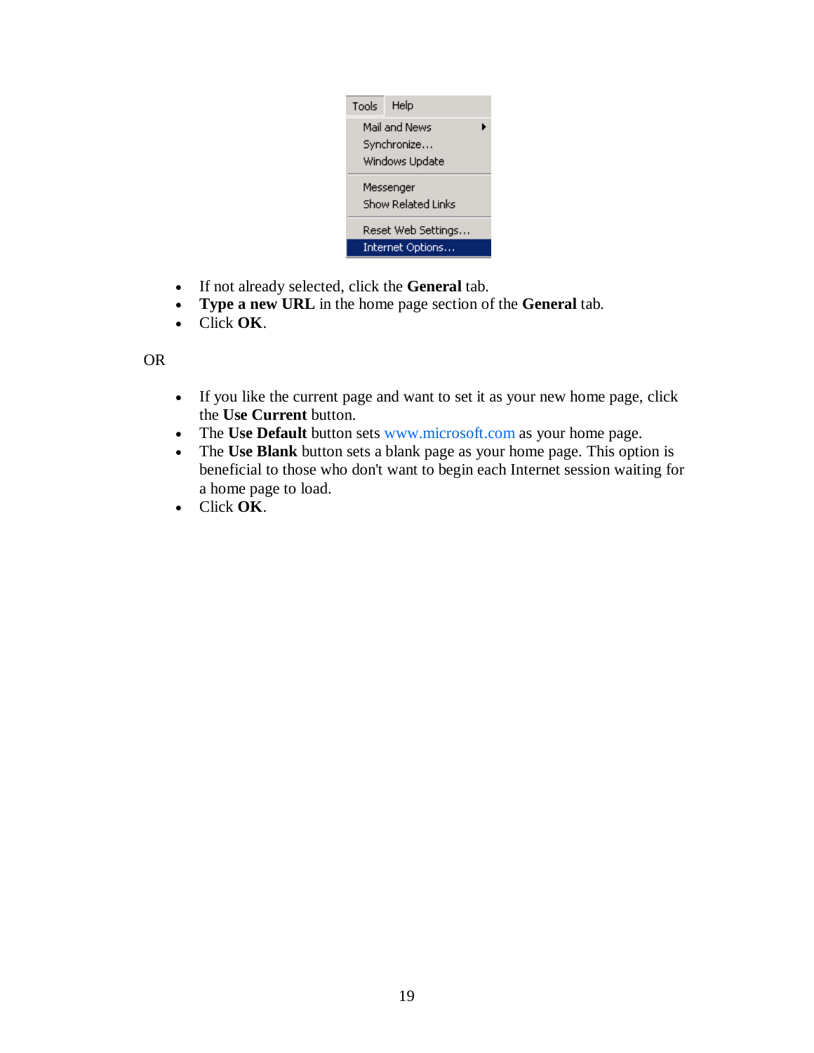- If not already selected, click the **General** tab.
- **Type a new URL** in the home page section of the **General** tab.
- Click **OK**.

OR

- If you like the current page and want to set it as your new home page, click the **Use Current** button.
- The **Use Default** button sets www.microsoft.com as your home page.
- The **Use Blank** button sets a blank page as your home page. This option is beneficial to those who don't want to begin each Internet session waiting for a home page to load.
- Click **OK**.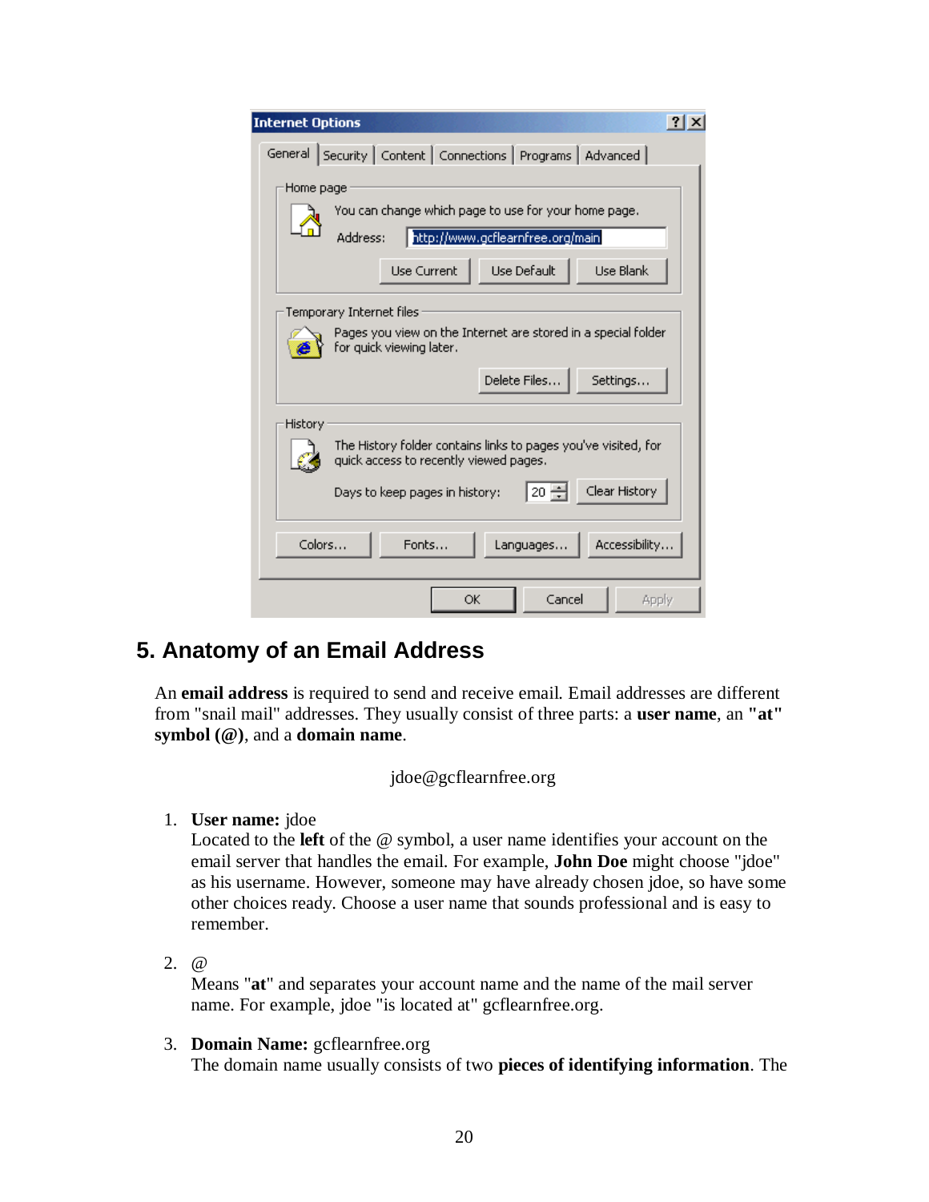## 5. Anatomy of an Email Address

An **email address** is required to send and receive email. Email addresses are different from "snail mail" addresses. They usually consist of three parts: a **user name**, an **"at" symbol (@)**, and a **domain name**.

jdoe@gcflearnfree.org

1. **User name:** jdoe
   Located to the **left** of the @ symbol, a user name identifies your account on the email server that handles the email. For example, **John Doe** might choose "jdoe" as his username. However, someone may have already chosen jdoe, so have some other choices ready. Choose a user name that sounds professional and is easy to remember.

2. @
   Means "**at**" and separates your account name and the name of the mail server name. For example, jdoe "is located at" gcflearnfree.org.

3. **Domain Name:** gcflearnfree.org
   The domain name usually consists of two **pieces of identifying information**. The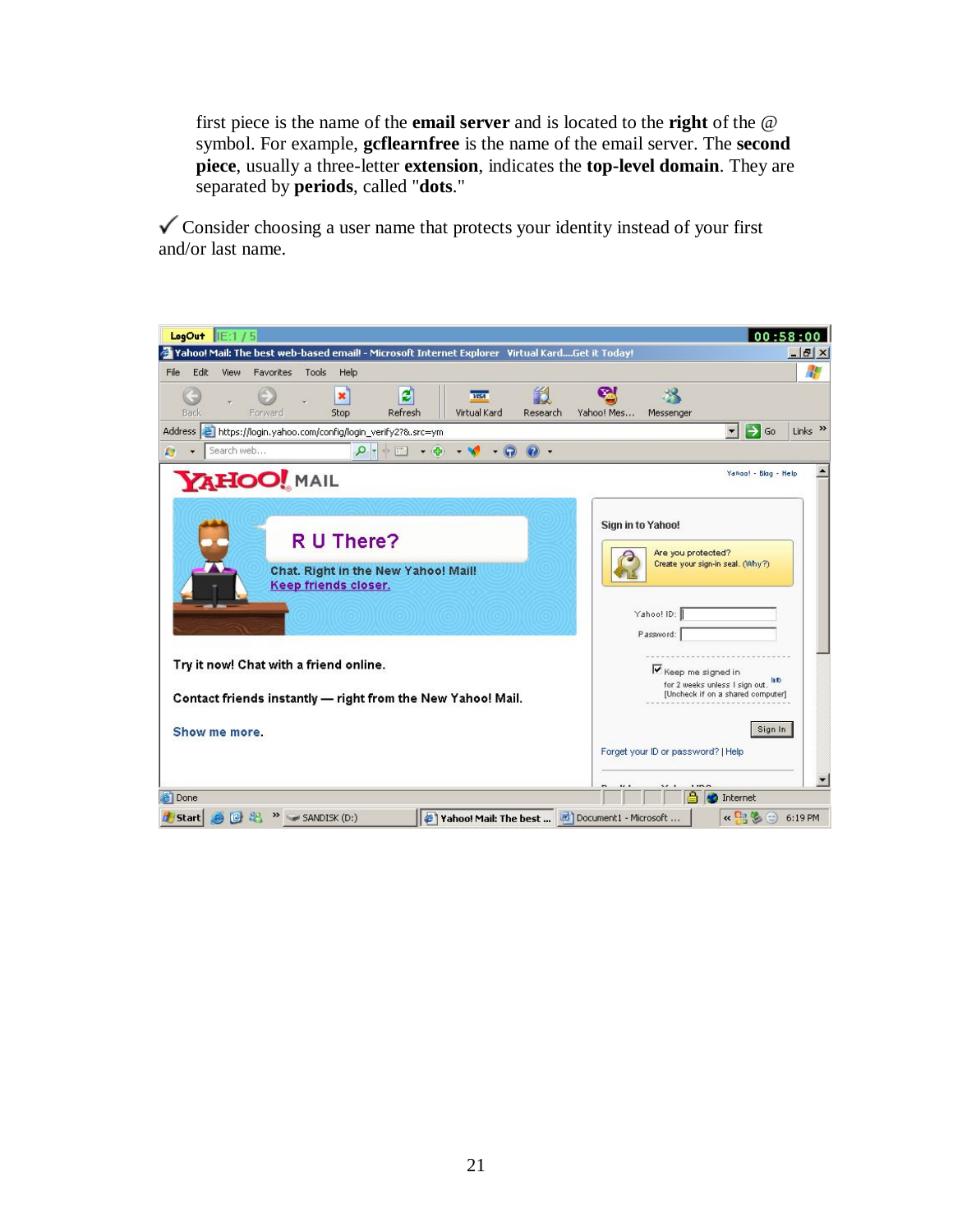first piece is the name of the **email server** and is located to the **right** of the @ symbol. For example, **gcflearnfree** is the name of the email server. The **second piece**, usually a three-letter **extension**, indicates the **top-level domain**. They are separated by **periods**, called "**dots**."

✓ Consider choosing a user name that protects your identity instead of your first and/or last name.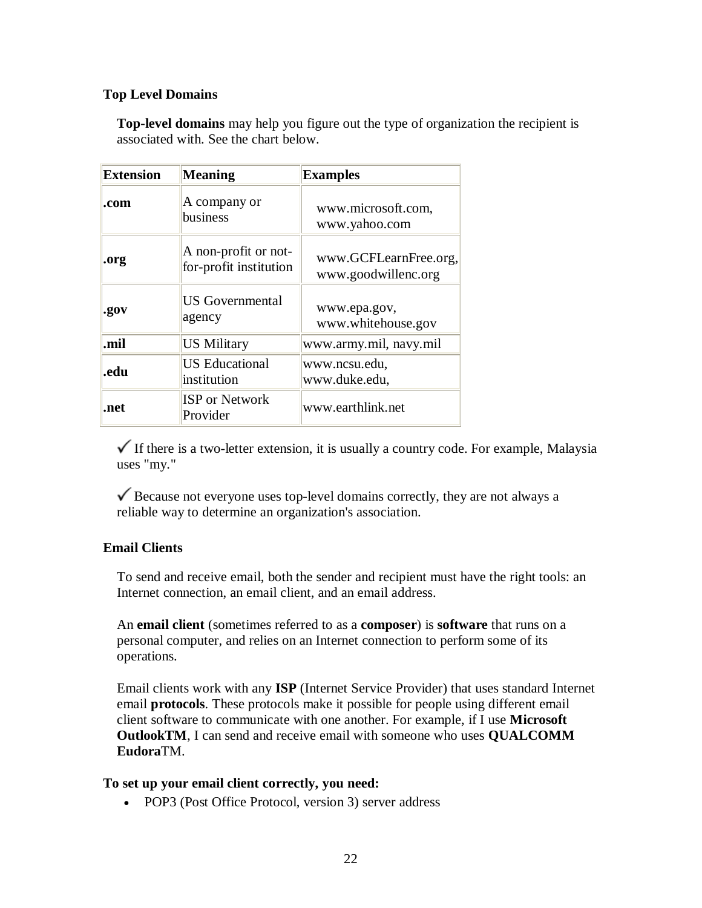### Top Level Domains

**Top-level domains** may help you figure out the type of organization the recipient is associated with. See the chart below.

| Extension | Meaning | Examples |
|---|---|---|
| **.com** | A company or business | www.microsoft.com, www.yahoo.com |
| **.org** | A non-profit or not-for-profit institution | www.GCFLearnFree.org, www.goodwillenc.org |
| **.gov** | US Governmental agency | www.epa.gov, www.whitehouse.gov |
| **.mil** | US Military | www.army.mil, navy.mil |
| **.edu** | US Educational institution | www.ncsu.edu, www.duke.edu, |
| **.net** | ISP or Network Provider | www.earthlink.net |

✓ If there is a two-letter extension, it is usually a country code. For example, Malaysia uses "my."

✓ Because not everyone uses top-level domains correctly, they are not always a reliable way to determine an organization's association.

### Email Clients

To send and receive email, both the sender and recipient must have the right tools: an Internet connection, an email client, and an email address.

An **email client** (sometimes referred to as a **composer**) is **software** that runs on a personal computer, and relies on an Internet connection to perform some of its operations.

Email clients work with any **ISP** (Internet Service Provider) that uses standard Internet email **protocols**. These protocols make it possible for people using different email client software to communicate with one another. For example, if I use **Microsoft OutlookTM**, I can send and receive email with someone who uses **QUALCOMM Eudora**TM.

**To set up your email client correctly, you need:**

- POP3 (Post Office Protocol, version 3) server address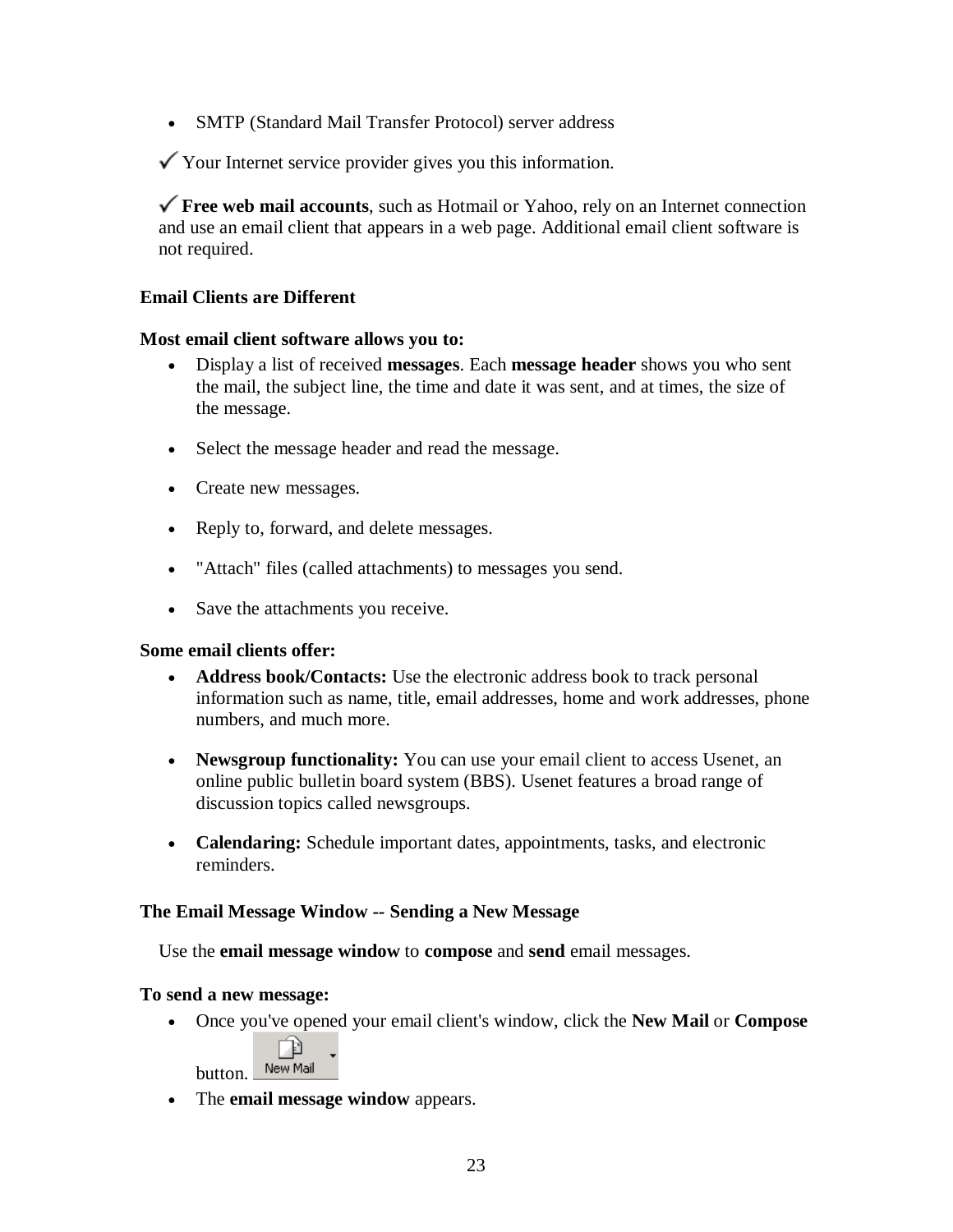- SMTP (Standard Mail Transfer Protocol) server address

✓ Your Internet service provider gives you this information.

✓ **Free web mail accounts**, such as Hotmail or Yahoo, rely on an Internet connection and use an email client that appears in a web page. Additional email client software is not required.

### Email Clients are Different

**Most email client software allows you to:**

- Display a list of received **messages**. Each **message header** shows you who sent the mail, the subject line, the time and date it was sent, and at times, the size of the message.
- Select the message header and read the message.
- Create new messages.
- Reply to, forward, and delete messages.
- "Attach" files (called attachments) to messages you send.
- Save the attachments you receive.

**Some email clients offer:**

- **Address book/Contacts:** Use the electronic address book to track personal information such as name, title, email addresses, home and work addresses, phone numbers, and much more.
- **Newsgroup functionality:** You can use your email client to access Usenet, an online public bulletin board system (BBS). Usenet features a broad range of discussion topics called newsgroups.
- **Calendaring:** Schedule important dates, appointments, tasks, and electronic reminders.

### The Email Message Window -- Sending a New Message

Use the **email message window** to **compose** and **send** email messages.

**To send a new message:**

- Once you've opened your email client's window, click the **New Mail** or **Compose** button. New Mail
- The **email message window** appears.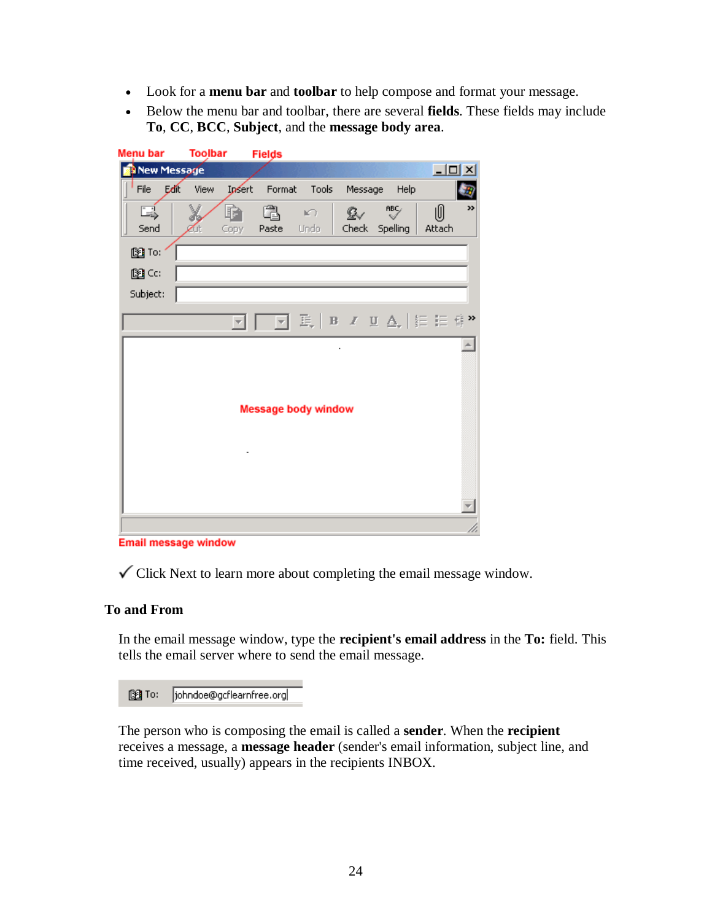- Look for a **menu bar** and **toolbar** to help compose and format your message.
- Below the menu bar and toolbar, there are several **fields**. These fields may include **To**, **CC**, **BCC**, **Subject**, and the **message body area**.

✓ Click Next to learn more about completing the email message window.

### To and From

In the email message window, type the **recipient's email address** in the **To:** field. This tells the email server where to send the email message.

The person who is composing the email is called a **sender**. When the **recipient** receives a message, a **message header** (sender's email information, subject line, and time received, usually) appears in the recipients INBOX.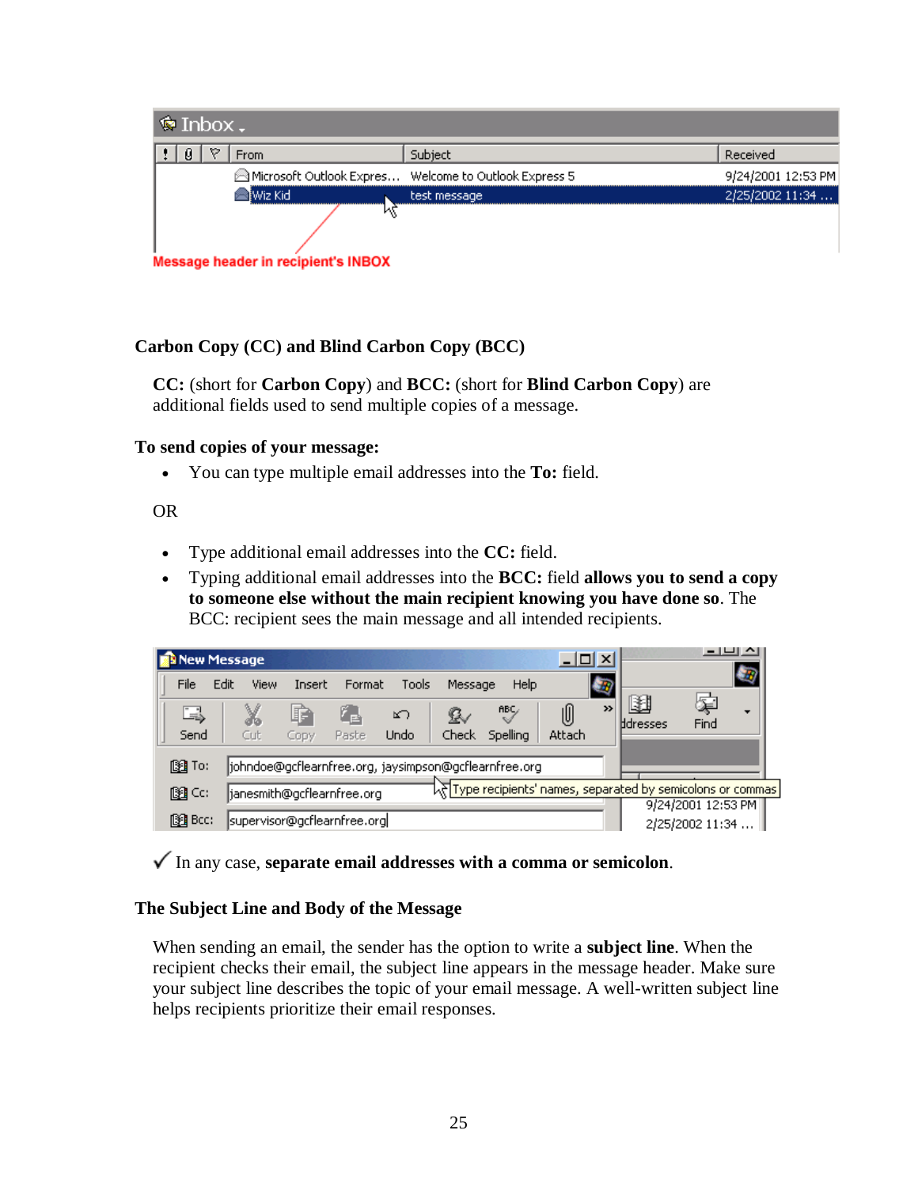### Carbon Copy (CC) and Blind Carbon Copy (BCC)

**CC:** (short for **Carbon Copy**) and **BCC:** (short for **Blind Carbon Copy**) are additional fields used to send multiple copies of a message.

### To send copies of your message:

- You can type multiple email addresses into the **To:** field.

OR

- Type additional email addresses into the **CC:** field.
- Typing additional email addresses into the **BCC:** field **allows you to send a copy to someone else without the main recipient knowing you have done so**. The BCC: recipient sees the main message and all intended recipients.

✓ In any case, **separate email addresses with a comma or semicolon**.

### The Subject Line and Body of the Message

When sending an email, the sender has the option to write a **subject line**. When the recipient checks their email, the subject line appears in the message header. Make sure your subject line describes the topic of your email message. A well-written subject line helps recipients prioritize their email responses.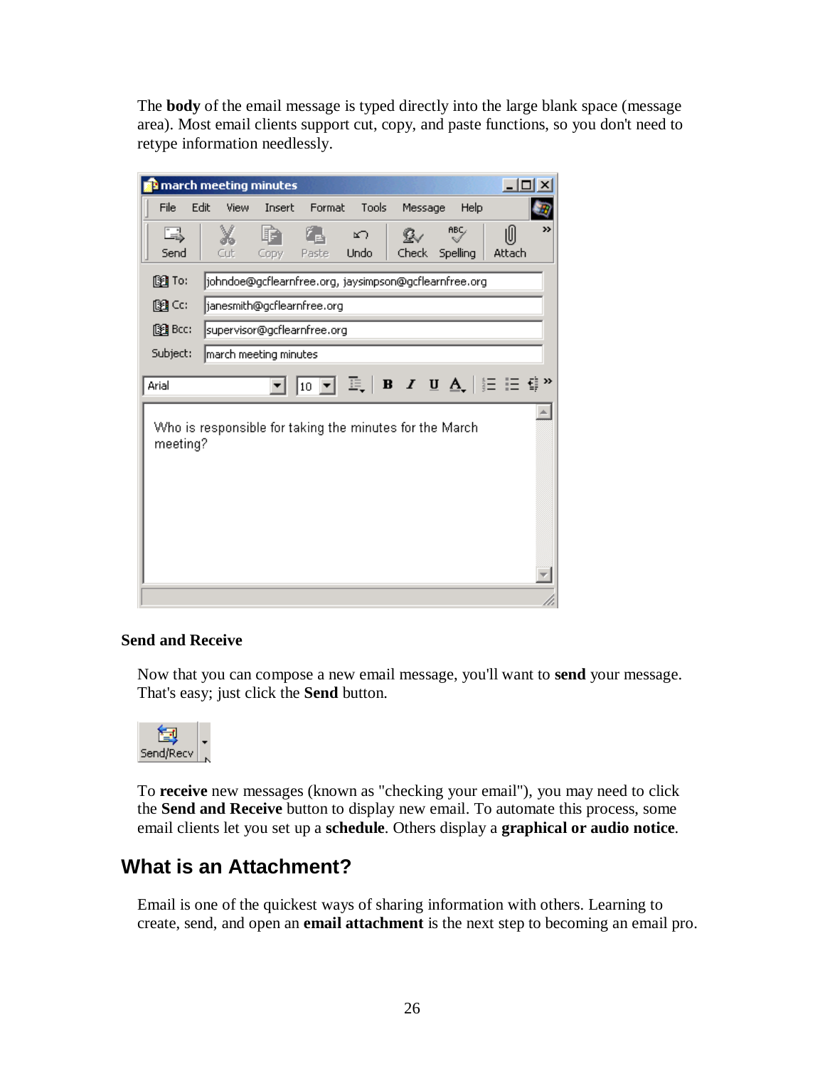The **body** of the email message is typed directly into the large blank space (message area). Most email clients support cut, copy, and paste functions, so you don't need to retype information needlessly.

### Send and Receive

Now that you can compose a new email message, you'll want to **send** your message. That's easy; just click the **Send** button.

To **receive** new messages (known as "checking your email"), you may need to click the **Send and Receive** button to display new email. To automate this process, some email clients let you set up a **schedule**. Others display a **graphical or audio notice**.

## What is an Attachment?

Email is one of the quickest ways of sharing information with others. Learning to create, send, and open an **email attachment** is the next step to becoming an email pro.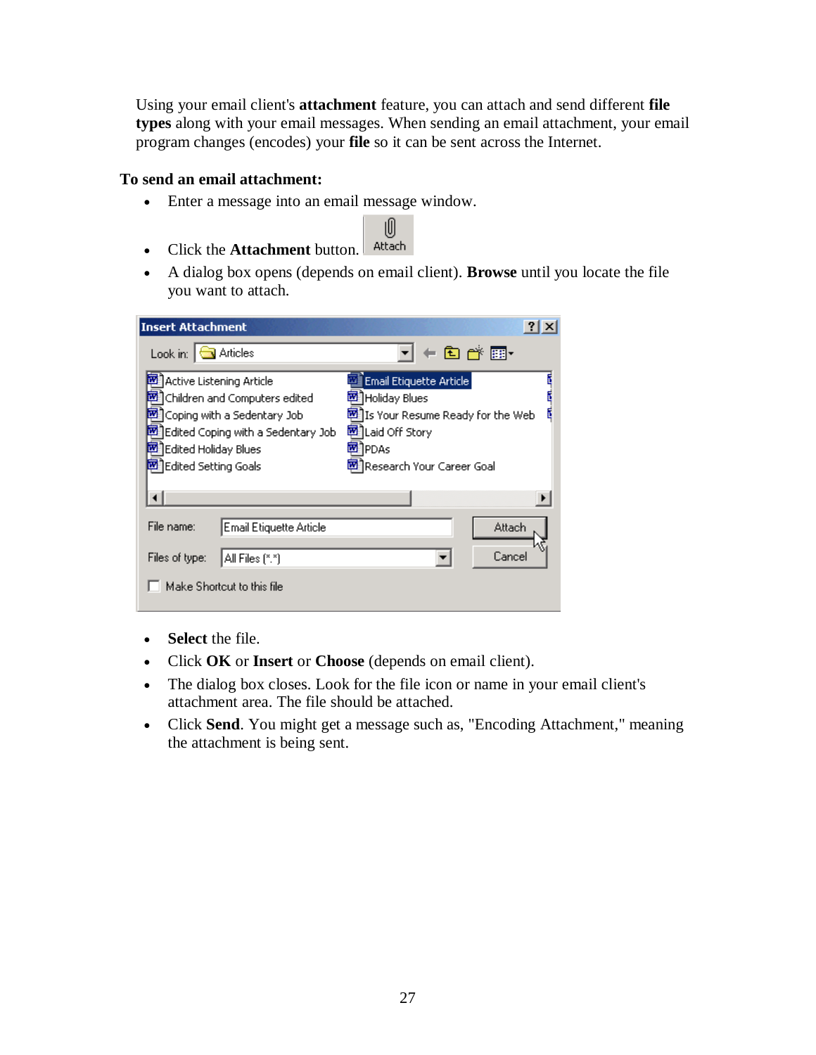Using your email client's **attachment** feature, you can attach and send different **file types** along with your email messages. When sending an email attachment, your email program changes (encodes) your **file** so it can be sent across the Internet.

**To send an email attachment:**

- Enter a message into an email message window.
- Click the **Attachment** button.
- A dialog box opens (depends on email client). **Browse** until you locate the file you want to attach.
- **Select** the file.
- Click **OK** or **Insert** or **Choose** (depends on email client).
- The dialog box closes. Look for the file icon or name in your email client's attachment area. The file should be attached.
- Click **Send**. You might get a message such as, "Encoding Attachment," meaning the attachment is being sent.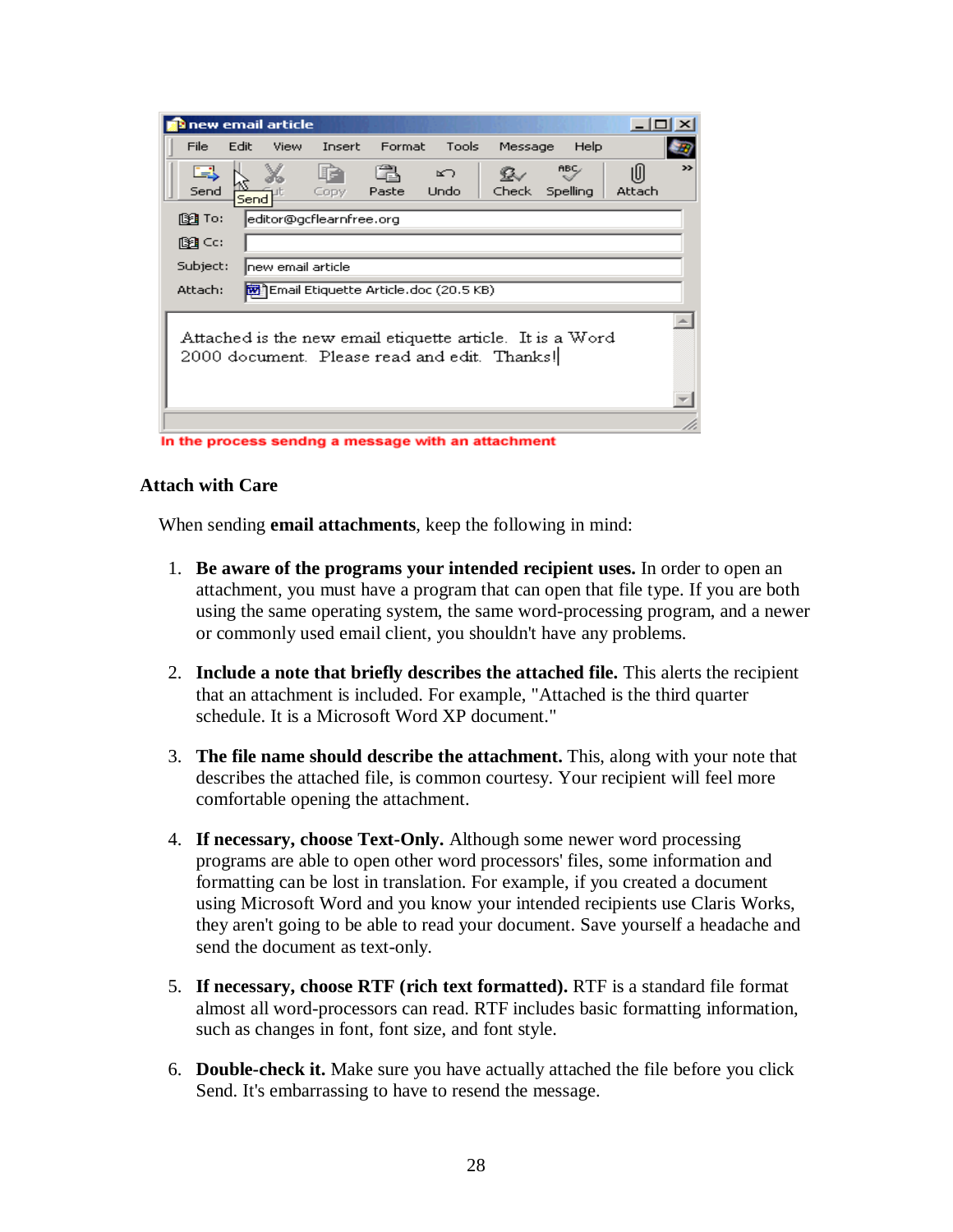In the process sendng a message with an attachment

### Attach with Care

When sending **email attachments**, keep the following in mind:

1. **Be aware of the programs your intended recipient uses.** In order to open an attachment, you must have a program that can open that file type. If you are both using the same operating system, the same word-processing program, and a newer or commonly used email client, you shouldn't have any problems.

2. **Include a note that briefly describes the attached file.** This alerts the recipient that an attachment is included. For example, "Attached is the third quarter schedule. It is a Microsoft Word XP document."

3. **The file name should describe the attachment.** This, along with your note that describes the attached file, is common courtesy. Your recipient will feel more comfortable opening the attachment.

4. **If necessary, choose Text-Only.** Although some newer word processing programs are able to open other word processors' files, some information and formatting can be lost in translation. For example, if you created a document using Microsoft Word and you know your intended recipients use Claris Works, they aren't going to be able to read your document. Save yourself a headache and send the document as text-only.

5. **If necessary, choose RTF (rich text formatted).** RTF is a standard file format almost all word-processors can read. RTF includes basic formatting information, such as changes in font, font size, and font style.

6. **Double-check it.** Make sure you have actually attached the file before you click Send. It's embarrassing to have to resend the message.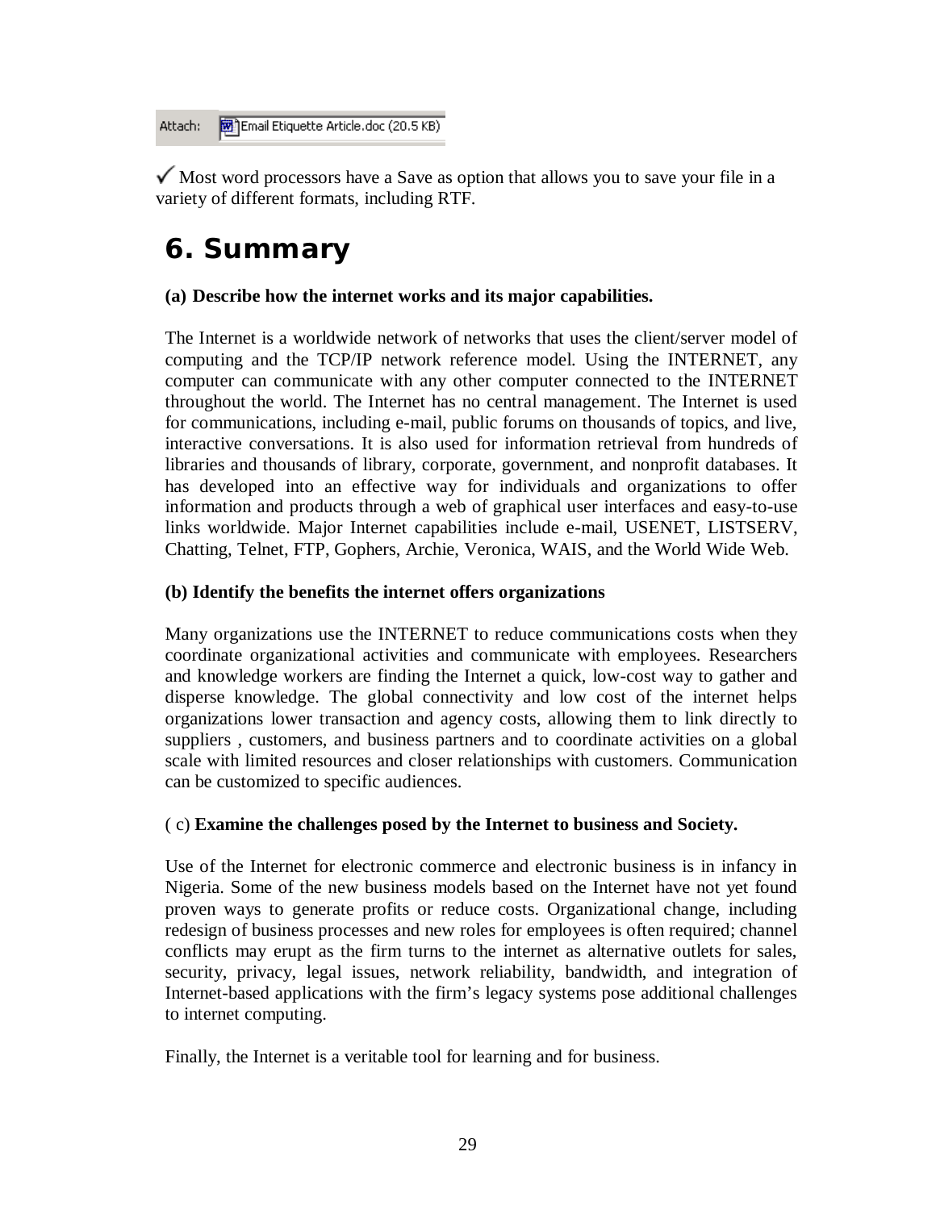Attach: Email Etiquette Article.doc (20.5 KB)

✓ Most word processors have a Save as option that allows you to save your file in a variety of different formats, including RTF.

# 6. Summary

**(a) Describe how the internet works and its major capabilities.**

The Internet is a worldwide network of networks that uses the client/server model of computing and the TCP/IP network reference model. Using the INTERNET, any computer can communicate with any other computer connected to the INTERNET throughout the world. The Internet has no central management. The Internet is used for communications, including e-mail, public forums on thousands of topics, and live, interactive conversations. It is also used for information retrieval from hundreds of libraries and thousands of library, corporate, government, and nonprofit databases. It has developed into an effective way for individuals and organizations to offer information and products through a web of graphical user interfaces and easy-to-use links worldwide. Major Internet capabilities include e-mail, USENET, LISTSERV, Chatting, Telnet, FTP, Gophers, Archie, Veronica, WAIS, and the World Wide Web.

**(b) Identify the benefits the internet offers organizations**

Many organizations use the INTERNET to reduce communications costs when they coordinate organizational activities and communicate with employees. Researchers and knowledge workers are finding the Internet a quick, low-cost way to gather and disperse knowledge. The global connectivity and low cost of the internet helps organizations lower transaction and agency costs, allowing them to link directly to suppliers , customers, and business partners and to coordinate activities on a global scale with limited resources and closer relationships with customers. Communication can be customized to specific audiences.

( c) **Examine the challenges posed by the Internet to business and Society.**

Use of the Internet for electronic commerce and electronic business is in infancy in Nigeria. Some of the new business models based on the Internet have not yet found proven ways to generate profits or reduce costs. Organizational change, including redesign of business processes and new roles for employees is often required; channel conflicts may erupt as the firm turns to the internet as alternative outlets for sales, security, privacy, legal issues, network reliability, bandwidth, and integration of Internet-based applications with the firm's legacy systems pose additional challenges to internet computing.

Finally, the Internet is a veritable tool for learning and for business.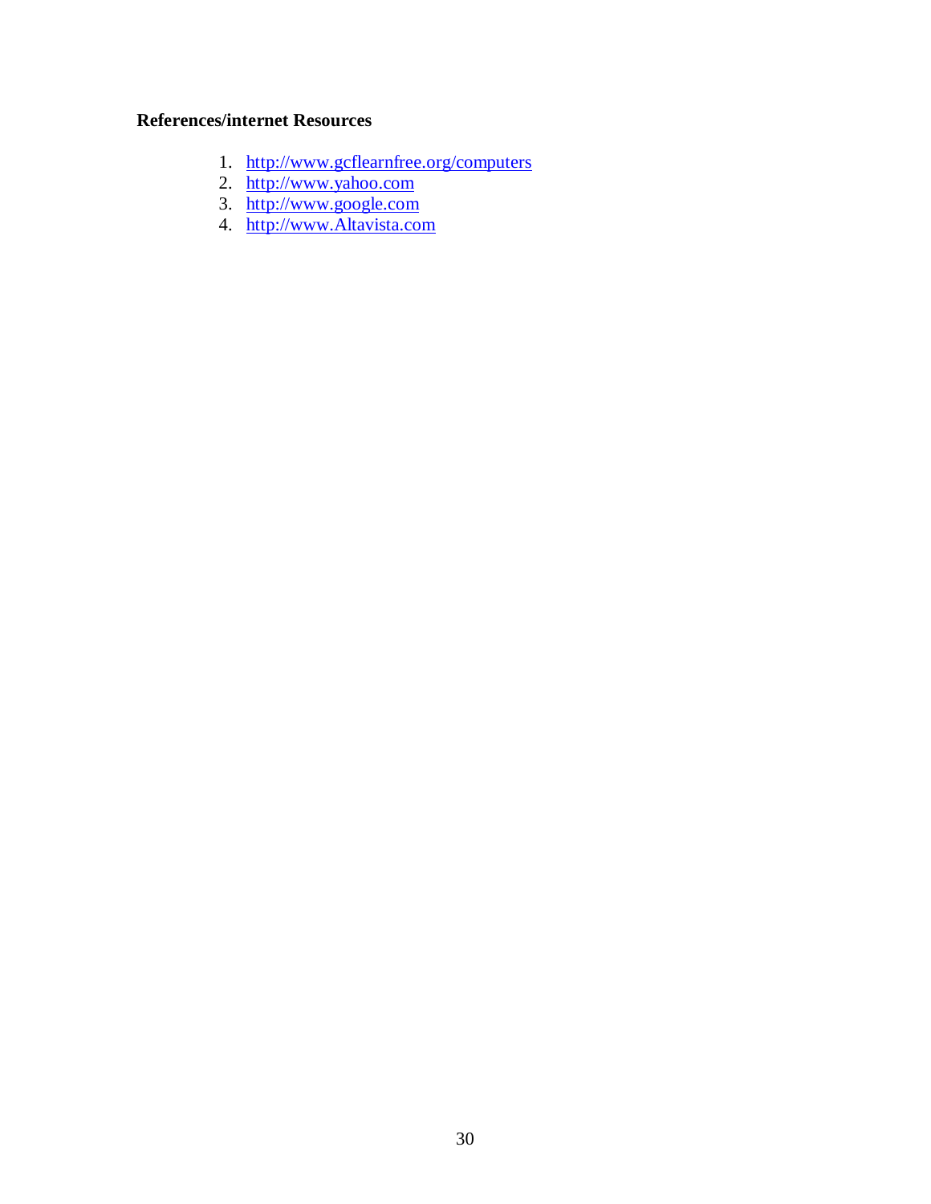**References/internet Resources**

1. http://www.gcflearnfree.org/computers
2. http://www.yahoo.com
3. http://www.google.com
4. http://www.Altavista.com